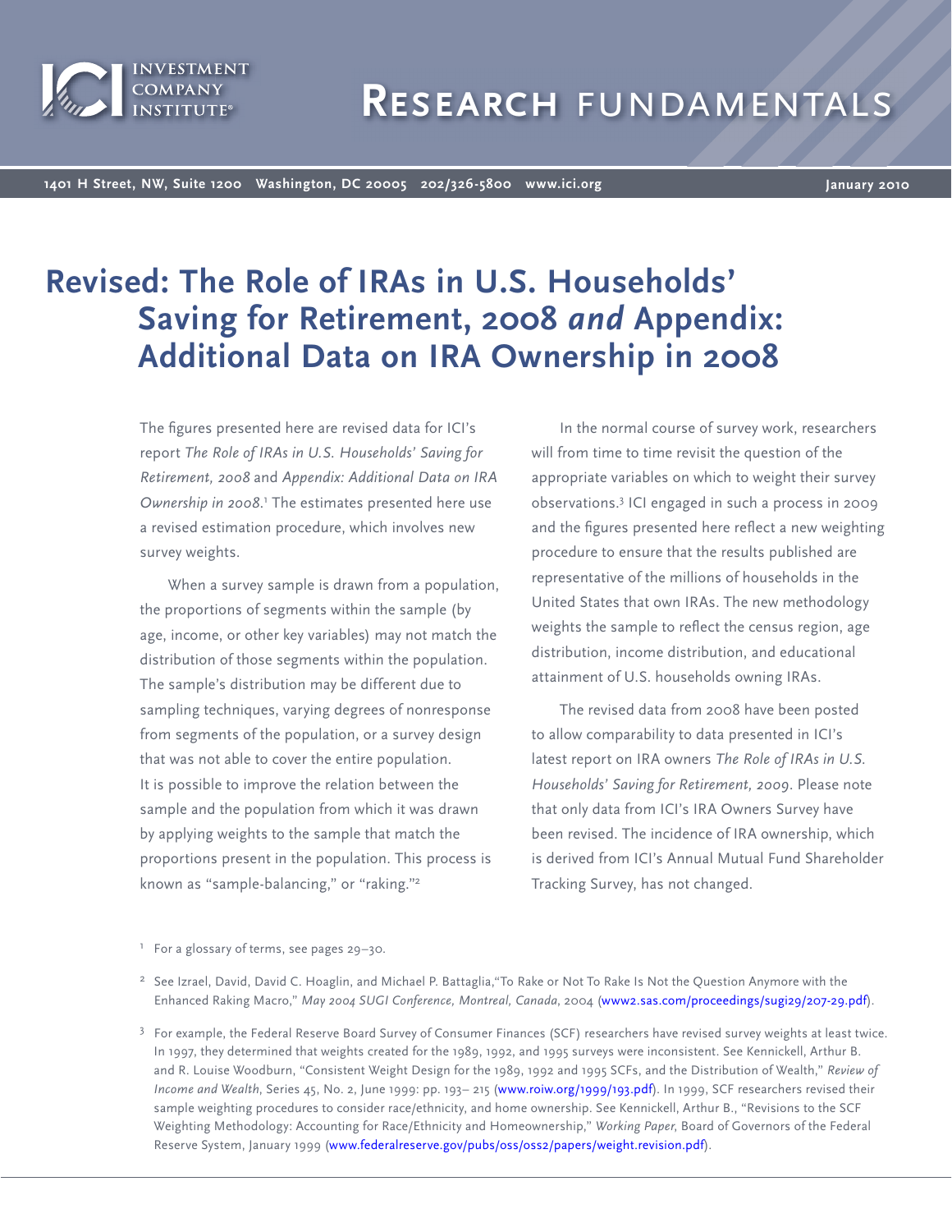# Revised: The Role of IRAs in U.S. Households' Saving for Retirement, 2008 *and* Appendix: Additional Data on IRA Ownership in 2008

The figures presented here are revised data for ICI's report *The Role of IRAs in U.S. Households' Saving for Retirement, 2008* and *Appendix: Additional Data on IRA Ownership in 2008*.[1] The estimates presented here use a revised estimation procedure, which involves new survey weights.

When a survey sample is drawn from a population, the proportions of segments within the sample (by age, income, or other key variables) may not match the distribution of those segments within the population. The sample's distribution may be different due to sampling techniques, varying degrees of nonresponse from segments of the population, or a survey design that was not able to cover the entire population. It is possible to improve the relation between the sample and the population from which it was drawn by applying weights to the sample that match the proportions present in the population. This process is known as "sample-balancing," or "raking."[2]

In the normal course of survey work, researchers will from time to time revisit the question of the appropriate variables on which to weight their survey observations.[3] ICI engaged in such a process in 2009 and the figures presented here reflect a new weighting procedure to ensure that the results published are representative of the millions of households in the United States that own IRAs. The new methodology weights the sample to reflect the census region, age distribution, income distribution, and educational attainment of U.S. households owning IRAs.

The revised data from 2008 have been posted to allow comparability to data presented in ICI's latest report on IRA owners *The Role of IRAs in U.S. Households' Saving for Retirement, 2009*. Please note that only data from ICI's IRA Owners Survey have been revised. The incidence of IRA ownership, which is derived from ICI's Annual Mutual Fund Shareholder Tracking Survey, has not changed.

[1] For a glossary of terms, see pages 29–30.

[2] See Izrael, David, David C. Hoaglin, and Michael P. Battaglia,"To Rake or Not To Rake Is Not the Question Anymore with the Enhanced Raking Macro," *May 2004 SUGI Conference, Montreal, Canada*, 2004 (www2.sas.com/proceedings/sugi29/207-29.pdf).

[3] For example, the Federal Reserve Board Survey of Consumer Finances (SCF) researchers have revised survey weights at least twice. In 1997, they determined that weights created for the 1989, 1992, and 1995 surveys were inconsistent. See Kennickell, Arthur B. and R. Louise Woodburn, "Consistent Weight Design for the 1989, 1992 and 1995 SCFs, and the Distribution of Wealth," *Review of Income and Wealth*, Series 45, No. 2, June 1999: pp. 193– 215 (www.roiw.org/1999/193.pdf). In 1999, SCF researchers revised their sample weighting procedures to consider race/ethnicity, and home ownership. See Kennickell, Arthur B., "Revisions to the SCF Weighting Methodology: Accounting for Race/Ethnicity and Homeownership," *Working Paper*, Board of Governors of the Federal Reserve System, January 1999 (www.federalreserve.gov/pubs/oss/oss2/papers/weight.revision.pdf).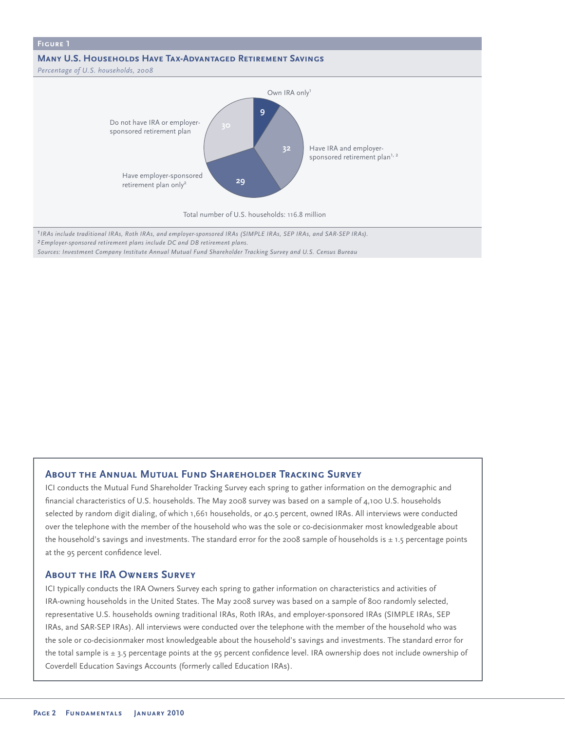**Figure 1**

**Many U.S. Households Have Tax-Advantaged Retirement Savings**

*Percentage of U.S. households, 2008*

- Own IRA only[1]: 9
- Have IRA and employer-sponsored retirement plan[1, 2]: 32
- Have employer-sponsored retirement plan only[2]: 29
- Do not have IRA or employer-sponsored retirement plan: 30

Total number of U.S. households: 116.8 million

[1] *IRAs include traditional IRAs, Roth IRAs, and employer-sponsored IRAs (SIMPLE IRAs, SEP IRAs, and SAR-SEP IRAs).*
[2] *Employer-sponsored retirement plans include DC and DB retirement plans.*
*Sources: Investment Company Institute Annual Mutual Fund Shareholder Tracking Survey and U.S. Census Bureau*

## About the Annual Mutual Fund Shareholder Tracking Survey

ICI conducts the Mutual Fund Shareholder Tracking Survey each spring to gather information on the demographic and financial characteristics of U.S. households. The May 2008 survey was based on a sample of 4,100 U.S. households selected by random digit dialing, of which 1,661 households, or 40.5 percent, owned IRAs. All interviews were conducted over the telephone with the member of the household who was the sole or co-decisionmaker most knowledgeable about the household's savings and investments. The standard error for the 2008 sample of households is ± 1.5 percentage points at the 95 percent confidence level.

## About the IRA Owners Survey

ICI typically conducts the IRA Owners Survey each spring to gather information on characteristics and activities of IRA-owning households in the United States. The May 2008 survey was based on a sample of 800 randomly selected, representative U.S. households owning traditional IRAs, Roth IRAs, and employer-sponsored IRAs (SIMPLE IRAs, SEP IRAs, and SAR-SEP IRAs). All interviews were conducted over the telephone with the member of the household who was the sole or co-decisionmaker most knowledgeable about the household's savings and investments. The standard error for the total sample is ± 3.5 percentage points at the 95 percent confidence level. IRA ownership does not include ownership of Coverdell Education Savings Accounts (formerly called Education IRAs).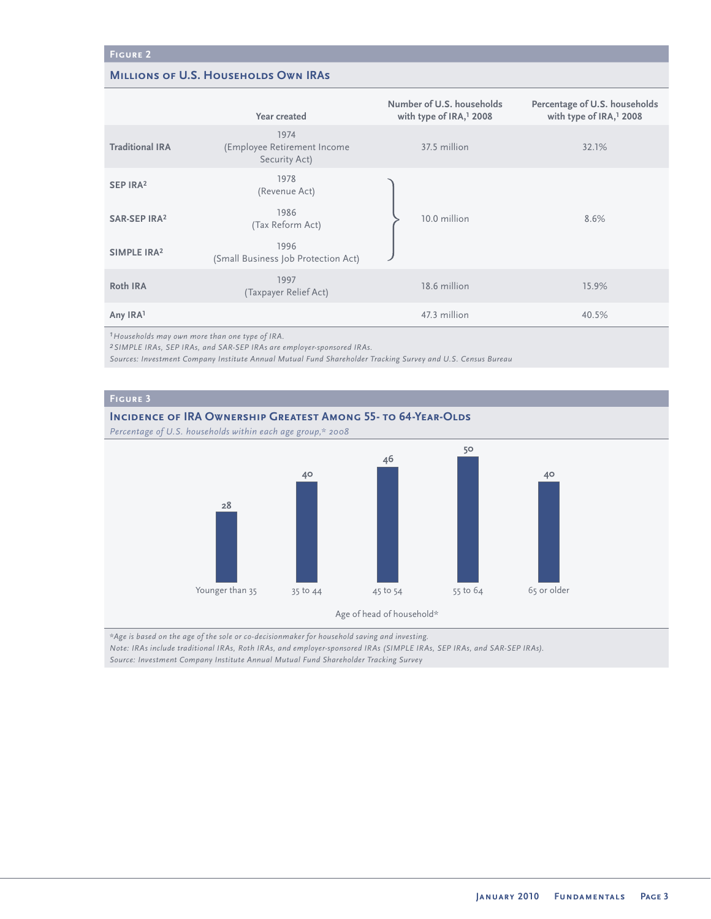## Figure 2

### Millions of U.S. Households Own IRAs

| | Year created | Number of U.S. households with type of IRA,[1] 2008 | Percentage of U.S. households with type of IRA,[1] 2008 |
|---|---|---|---|
| **Traditional IRA** | 1974 (Employee Retirement Income Security Act) | 37.5 million | 32.1% |
| **SEP IRA**[2] | 1978 (Revenue Act) | 10.0 million | 8.6% |
| **SAR-SEP IRA**[2] | 1986 (Tax Reform Act) | | |
| **SIMPLE IRA**[2] | 1996 (Small Business Job Protection Act) | | |
| **Roth IRA** | 1997 (Taxpayer Relief Act) | 18.6 million | 15.9% |
| **Any IRA**[1] | | 47.3 million | 40.5% |

*[1] Households may own more than one type of IRA.*
*[2] SIMPLE IRAs, SEP IRAs, and SAR-SEP IRAs are employer-sponsored IRAs.*
*Sources: Investment Company Institute Annual Mutual Fund Shareholder Tracking Survey and U.S. Census Bureau*

## Figure 3

### Incidence of IRA Ownership Greatest Among 55- to 64-Year-Olds

*Percentage of U.S. households within each age group,* 2008*

| Age of head of household* | Percentage |
|---|---|
| Younger than 35 | 28 |
| 35 to 44 | 40 |
| 45 to 54 | 46 |
| 55 to 64 | 50 |
| 65 or older | 40 |

*\*Age is based on the age of the sole or co-decisionmaker for household saving and investing.*
*Note: IRAs include traditional IRAs, Roth IRAs, and employer-sponsored IRAs (SIMPLE IRAs, SEP IRAs, and SAR-SEP IRAs).*
*Source: Investment Company Institute Annual Mutual Fund Shareholder Tracking Survey*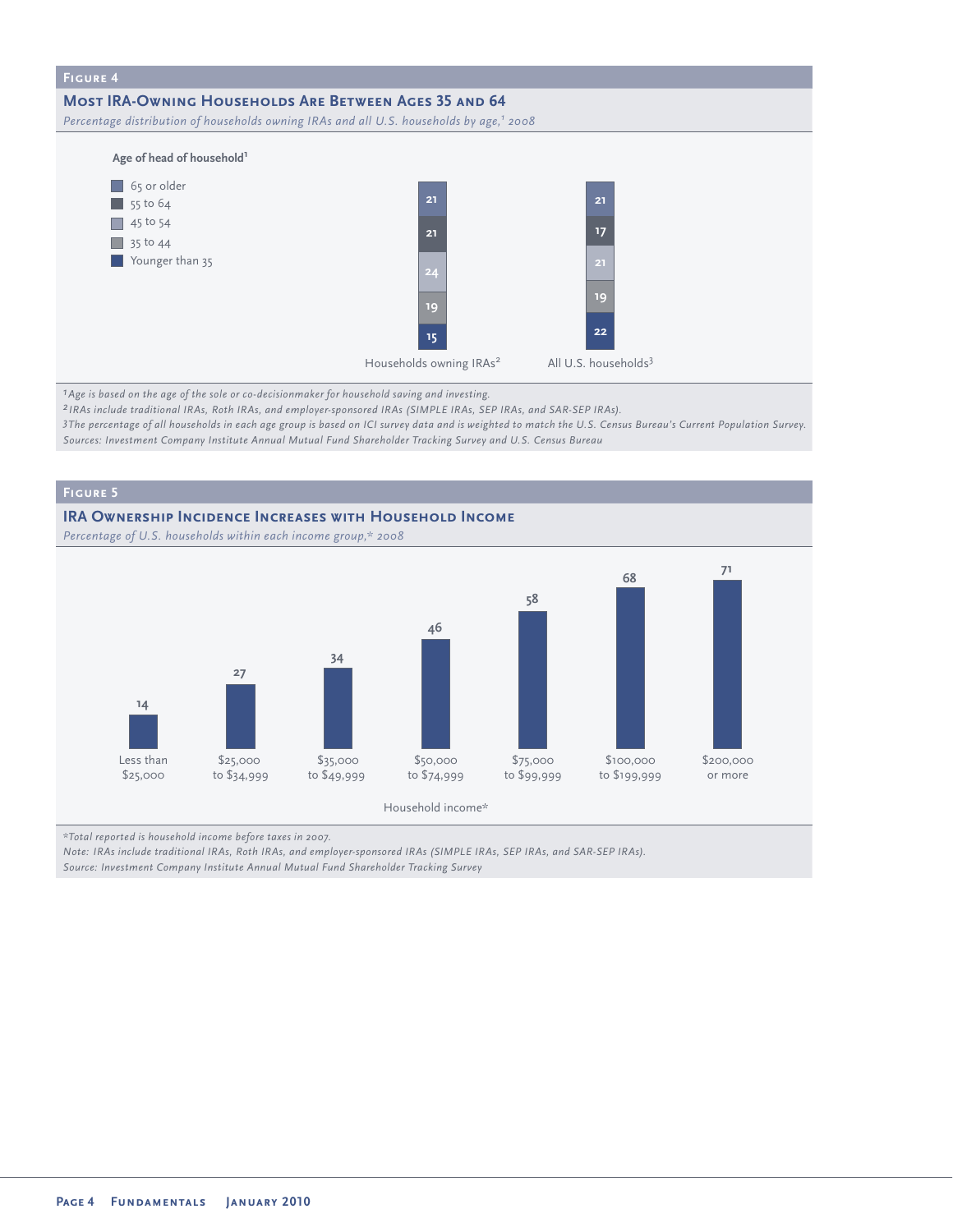## Figure 4

### Most IRA-Owning Households Are Between Ages 35 and 64

*Percentage distribution of households owning IRAs and all U.S. households by age,[1] 2008*

| Age of head of household[1] | Households owning IRAs[2] | All U.S. households[3] |
|---|---|---|
| 65 or older | 21 | 21 |
| 55 to 64 | 21 | 17 |
| 45 to 54 | 24 | 21 |
| 35 to 44 | 19 | 19 |
| Younger than 35 | 15 | 22 |

*[1] Age is based on the age of the sole or co-decisionmaker for household saving and investing.*
*[2] IRAs include traditional IRAs, Roth IRAs, and employer-sponsored IRAs (SIMPLE IRAs, SEP IRAs, and SAR-SEP IRAs).*
*[3] The percentage of all households in each age group is based on ICI survey data and is weighted to match the U.S. Census Bureau's Current Population Survey.*
*Sources: Investment Company Institute Annual Mutual Fund Shareholder Tracking Survey and U.S. Census Bureau*

## Figure 5

### IRA Ownership Incidence Increases with Household Income

*Percentage of U.S. households within each income group,* 2008*

| Household income* | Percent |
|---|---|
| Less than $25,000 | 14 |
| $25,000 to $34,999 | 27 |
| $35,000 to $49,999 | 34 |
| $50,000 to $74,999 | 46 |
| $75,000 to $99,999 | 58 |
| $100,000 to $199,999 | 68 |
| $200,000 or more | 71 |

**Total reported is household income before taxes in 2007.*
*Note: IRAs include traditional IRAs, Roth IRAs, and employer-sponsored IRAs (SIMPLE IRAs, SEP IRAs, and SAR-SEP IRAs).*
*Source: Investment Company Institute Annual Mutual Fund Shareholder Tracking Survey*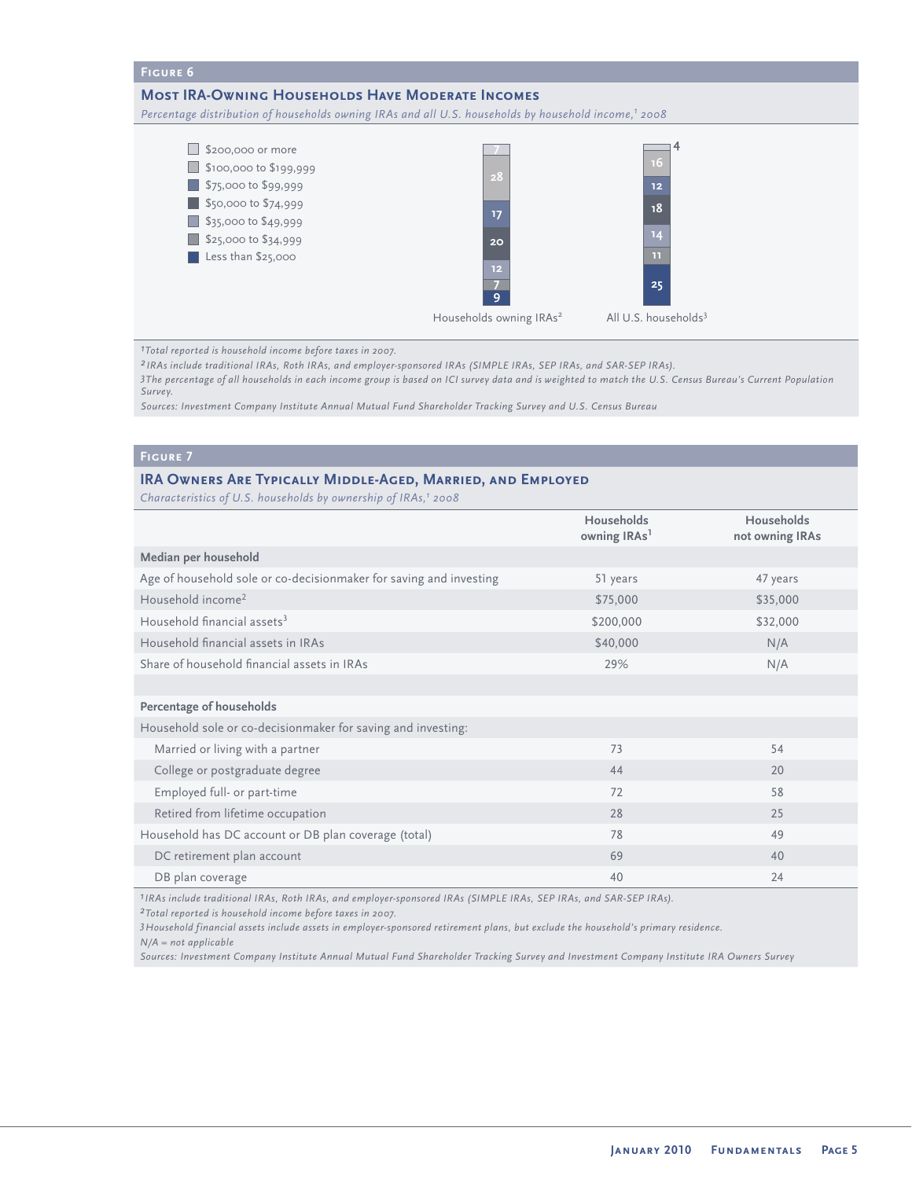### Figure 6

## Most IRA-Owning Households Have Moderate Incomes

*Percentage distribution of households owning IRAs and all U.S. households by household income,[1] 2008*

| Household income | Households owning IRAs[2] | All U.S. households[3] |
|---|---|---|
| $200,000 or more | 7 | 4 |
| $100,000 to $199,999 | 28 | 16 |
| $75,000 to $99,999 | 17 | 12 |
| $50,000 to $74,999 | 20 | 18 |
| $35,000 to $49,999 | 12 | 14 |
| $25,000 to $34,999 | 7 | 11 |
| Less than $25,000 | 9 | 25 |

*[1]Total reported is household income before taxes in 2007.*
*[2]IRAs include traditional IRAs, Roth IRAs, and employer-sponsored IRAs (SIMPLE IRAs, SEP IRAs, and SAR-SEP IRAs).*
*[3]The percentage of all households in each income group is based on ICI survey data and is weighted to match the U.S. Census Bureau's Current Population Survey.*
*Sources: Investment Company Institute Annual Mutual Fund Shareholder Tracking Survey and U.S. Census Bureau*

### Figure 7

## IRA Owners Are Typically Middle-Aged, Married, and Employed

*Characteristics of U.S. households by ownership of IRAs,[1] 2008*

| | Households owning IRAs[1] | Households not owning IRAs |
|---|---|---|
| **Median per household** | | |
| Age of household sole or co-decisionmaker for saving and investing | 51 years | 47 years |
| Household income[2] | $75,000 | $35,000 |
| Household financial assets[3] | $200,000 | $32,000 |
| Household financial assets in IRAs | $40,000 | N/A |
| Share of household financial assets in IRAs | 29% | N/A |
| **Percentage of households** | | |
| Household sole or co-decisionmaker for saving and investing: | | |
| Married or living with a partner | 73 | 54 |
| College or postgraduate degree | 44 | 20 |
| Employed full- or part-time | 72 | 58 |
| Retired from lifetime occupation | 28 | 25 |
| Household has DC account or DB plan coverage (total) | 78 | 49 |
| DC retirement plan account | 69 | 40 |
| DB plan coverage | 40 | 24 |

*[1]IRAs include traditional IRAs, Roth IRAs, and employer-sponsored IRAs (SIMPLE IRAs, SEP IRAs, and SAR-SEP IRAs).*
*[2]Total reported is household income before taxes in 2007.*
*[3]Household financial assets include assets in employer-sponsored retirement plans, but exclude the household's primary residence.*
*N/A = not applicable*
*Sources: Investment Company Institute Annual Mutual Fund Shareholder Tracking Survey and Investment Company Institute IRA Owners Survey*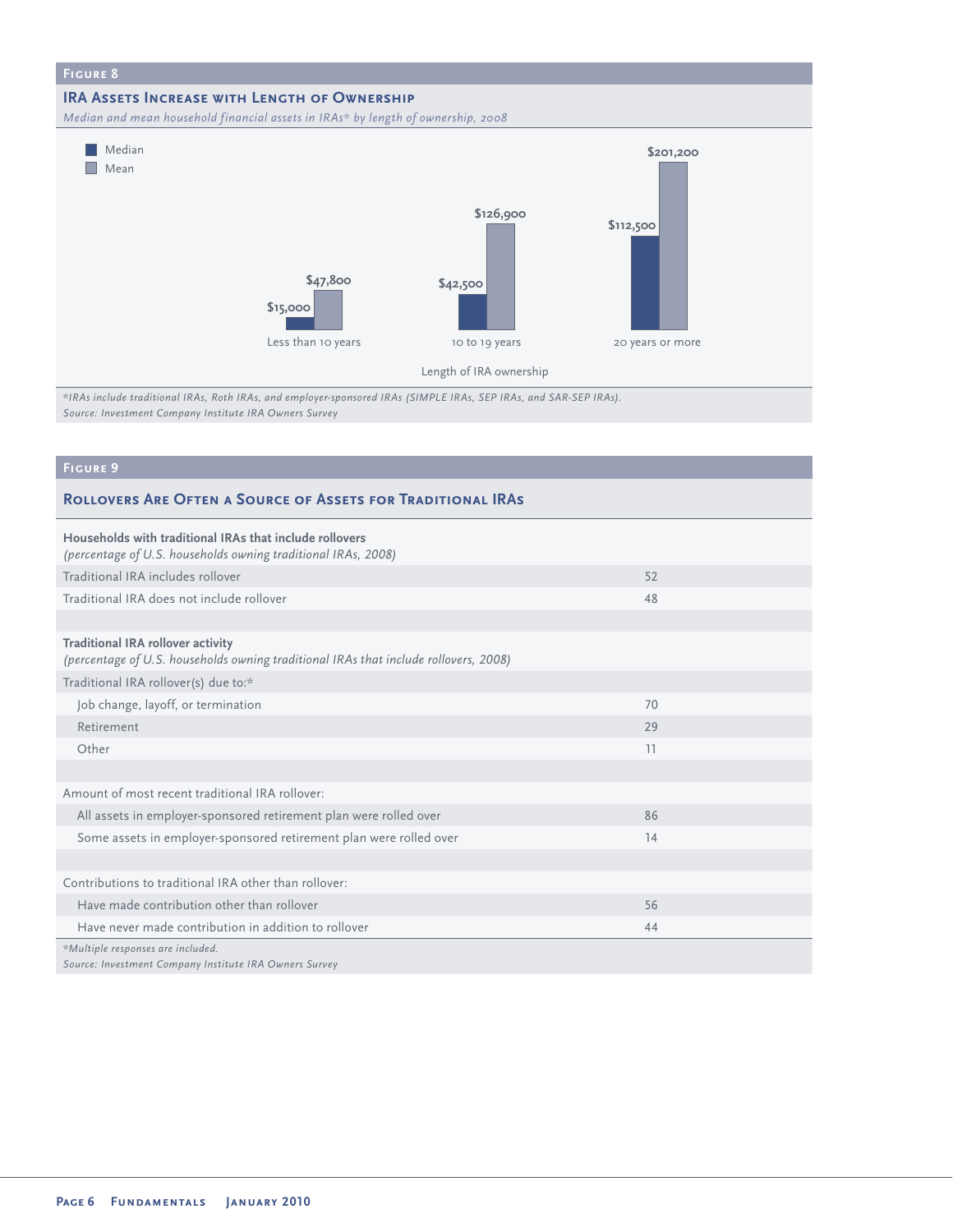**Figure 8**

## IRA Assets Increase with Length of Ownership

*Median and mean household financial assets in IRAs* by length of ownership, 2008*

| Length of IRA ownership | Median | Mean |
|---|---|---|
| Less than 10 years | $15,000 | $47,800 |
| 10 to 19 years | $42,500 | $126,900 |
| 20 years or more | $112,500 | $201,200 |

*IRAs include traditional IRAs, Roth IRAs, and employer-sponsored IRAs (SIMPLE IRAs, SEP IRAs, and SAR-SEP IRAs).*
*Source: Investment Company Institute IRA Owners Survey*

**Figure 9**

## Rollovers Are Often a Source of Assets for Traditional IRAs

| | |
|---|---|
| **Households with traditional IRAs that include rollovers** *(percentage of U.S. households owning traditional IRAs, 2008)* | |
| Traditional IRA includes rollover | 52 |
| Traditional IRA does not include rollover | 48 |
| | |
| **Traditional IRA rollover activity** *(percentage of U.S. households owning traditional IRAs that include rollovers, 2008)* | |
| Traditional IRA rollover(s) due to:* | |
| Job change, layoff, or termination | 70 |
| Retirement | 29 |
| Other | 11 |
| | |
| Amount of most recent traditional IRA rollover: | |
| All assets in employer-sponsored retirement plan were rolled over | 86 |
| Some assets in employer-sponsored retirement plan were rolled over | 14 |
| | |
| Contributions to traditional IRA other than rollover: | |
| Have made contribution other than rollover | 56 |
| Have never made contribution in addition to rollover | 44 |

*Multiple responses are included.*
*Source: Investment Company Institute IRA Owners Survey*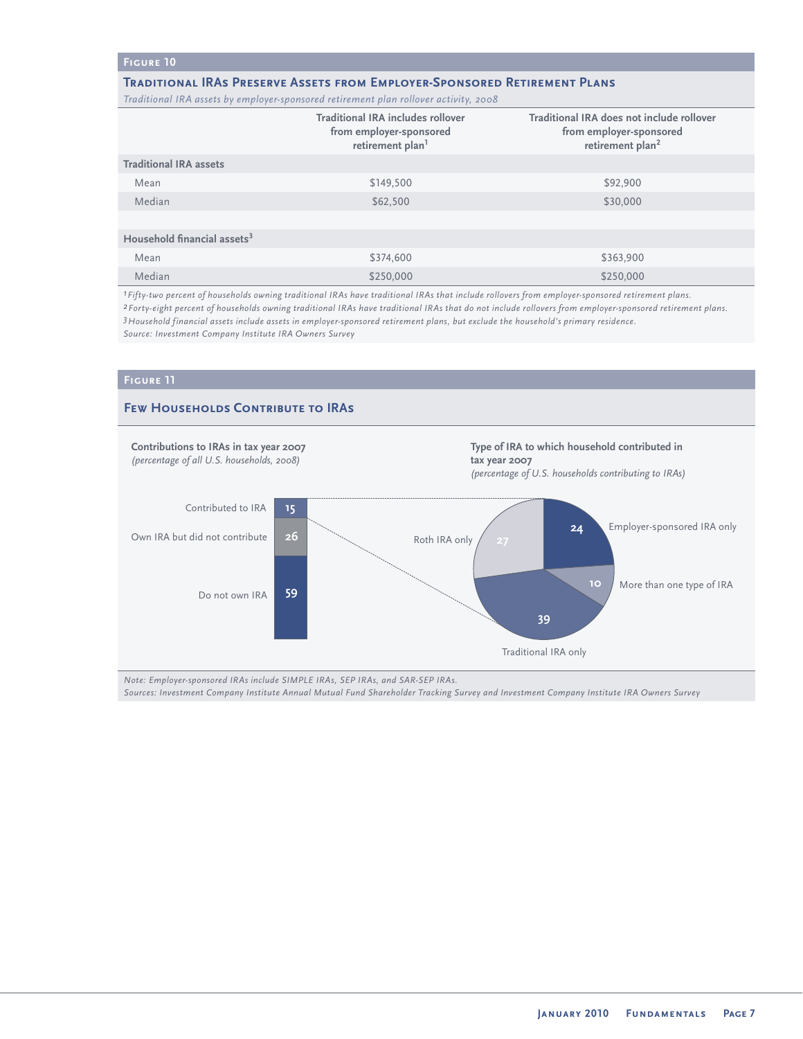## Figure 10

### Traditional IRAs Preserve Assets from Employer-Sponsored Retirement Plans

*Traditional IRA assets by employer-sponsored retirement plan rollover activity, 2008*

| | Traditional IRA includes rollover from employer-sponsored retirement plan[1] | Traditional IRA does not include rollover from employer-sponsored retirement plan[2] |
|---|---|---|
| **Traditional IRA assets** | | |
| Mean | $149,500 | $92,900 |
| Median | $62,500 | $30,000 |
| **Household financial assets[3]** | | |
| Mean | $374,600 | $363,900 |
| Median | $250,000 | $250,000 |

*[1] Fifty-two percent of households owning traditional IRAs have traditional IRAs that include rollovers from employer-sponsored retirement plans.*
*[2] Forty-eight percent of households owning traditional IRAs have traditional IRAs that do not include rollovers from employer-sponsored retirement plans.*
*[3] Household financial assets include assets in employer-sponsored retirement plans, but exclude the household's primary residence.*
*Source: Investment Company Institute IRA Owners Survey*

## Figure 11

### Few Households Contribute to IRAs

**Contributions to IRAs in tax year 2007**
*(percentage of all U.S. households, 2008)*

| Category | Percent |
|---|---|
| Contributed to IRA | 15 |
| Own IRA but did not contribute | 26 |
| Do not own IRA | 59 |

**Type of IRA to which household contributed in tax year 2007**
*(percentage of U.S. households contributing to IRAs)*

| Type of IRA | Percent |
|---|---|
| Employer-sponsored IRA only | 24 |
| More than one type of IRA | 10 |
| Traditional IRA only | 39 |
| Roth IRA only | 27 |

*Note: Employer-sponsored IRAs include SIMPLE IRAs, SEP IRAs, and SAR-SEP IRAs.*
*Sources: Investment Company Institute Annual Mutual Fund Shareholder Tracking Survey and Investment Company Institute IRA Owners Survey*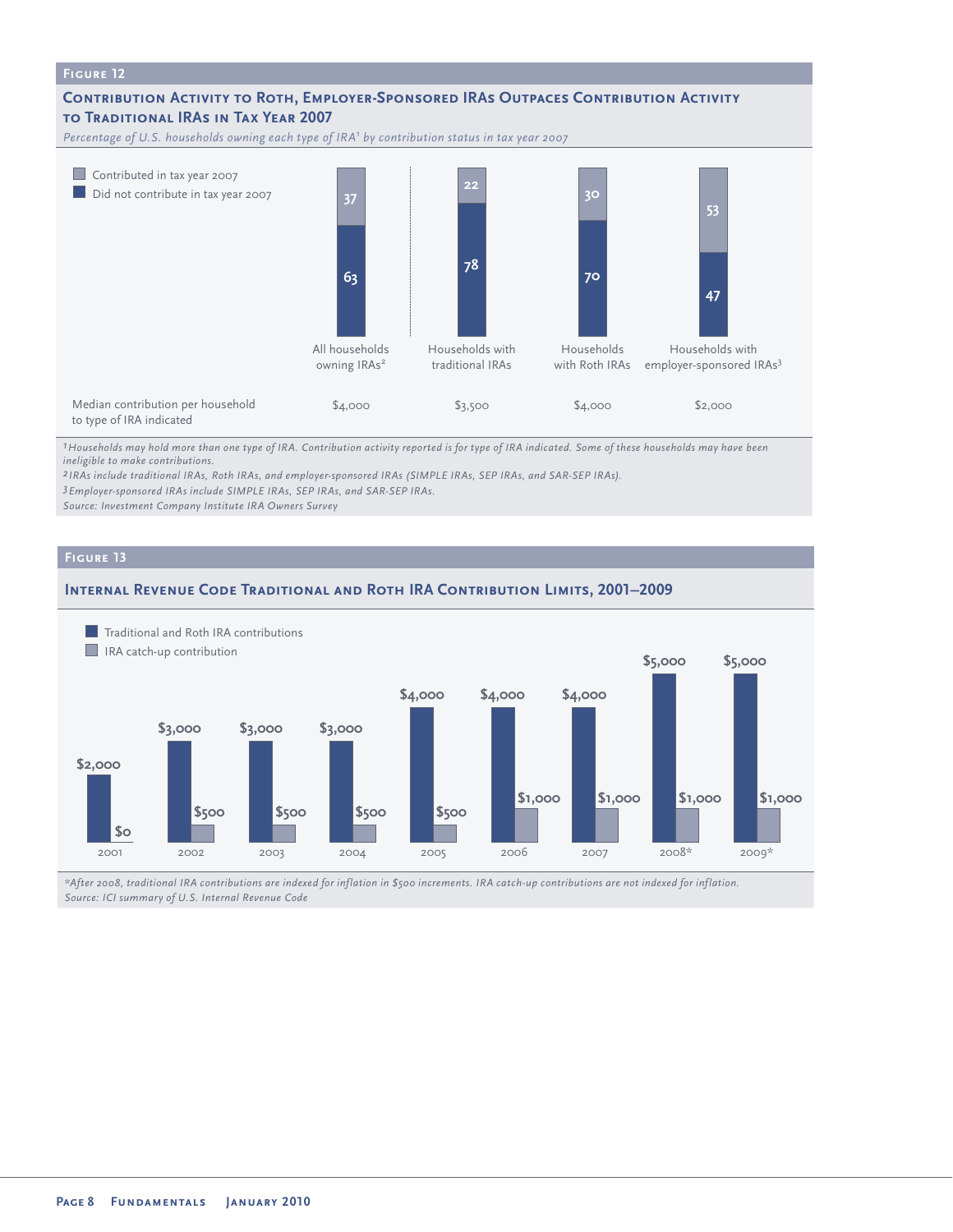**Figure 12**

## Contribution Activity to Roth, Employer-Sponsored IRAs Outpaces Contribution Activity to Traditional IRAs in Tax Year 2007

*Percentage of U.S. households owning each type of IRA[1] by contribution status in tax year 2007*

| | All households owning IRAs[2] | Households with traditional IRAs | Households with Roth IRAs | Households with employer-sponsored IRAs[3] |
|---|---|---|---|---|
| Contributed in tax year 2007 | 37 | 22 | 30 | 53 |
| Did not contribute in tax year 2007 | 63 | 78 | 70 | 47 |
| Median contribution per household to type of IRA indicated | $4,000 | $3,500 | $4,000 | $2,000 |

*[1] Households may hold more than one type of IRA. Contribution activity reported is for type of IRA indicated. Some of these households may have been ineligible to make contributions.*

*[2] IRAs include traditional IRAs, Roth IRAs, and employer-sponsored IRAs (SIMPLE IRAs, SEP IRAs, and SAR-SEP IRAs).*

*[3] Employer-sponsored IRAs include SIMPLE IRAs, SEP IRAs, and SAR-SEP IRAs.*

*Source: Investment Company Institute IRA Owners Survey*

**Figure 13**

## Internal Revenue Code Traditional and Roth IRA Contribution Limits, 2001–2009

| | 2001 | 2002 | 2003 | 2004 | 2005 | 2006 | 2007 | 2008* | 2009* |
|---|---|---|---|---|---|---|---|---|---|
| Traditional and Roth IRA contributions | $2,000 | $3,000 | $3,000 | $3,000 | $4,000 | $4,000 | $4,000 | $5,000 | $5,000 |
| IRA catch-up contribution | $0 | $500 | $500 | $500 | $500 | $1,000 | $1,000 | $1,000 | $1,000 |

*\*After 2008, traditional IRA contributions are indexed for inflation in $500 increments. IRA catch-up contributions are not indexed for inflation.*

*Source: ICI summary of U.S. Internal Revenue Code*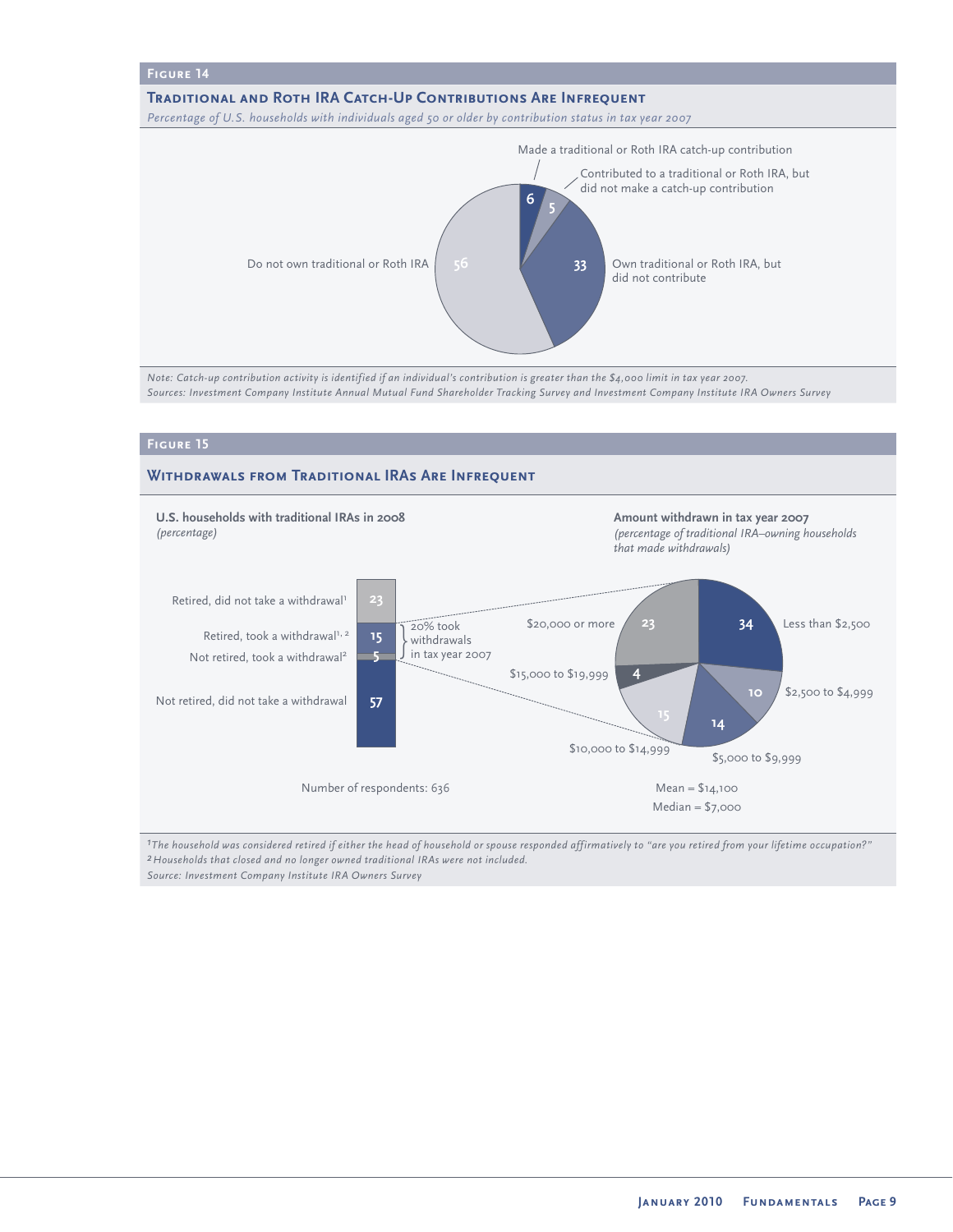**Figure 14**

**Traditional and Roth IRA Catch-Up Contributions Are Infrequent**

*Percentage of U.S. households with individuals aged 50 or older by contribution status in tax year 2007*

| Contribution status | Percentage |
| --- | --- |
| Made a traditional or Roth IRA catch-up contribution | 6 |
| Contributed to a traditional or Roth IRA, but did not make a catch-up contribution | 5 |
| Own traditional or Roth IRA, but did not contribute | 33 |
| Do not own traditional or Roth IRA | 56 |

*Note: Catch-up contribution activity is identified if an individual's contribution is greater than the $4,000 limit in tax year 2007.*
*Sources: Investment Company Institute Annual Mutual Fund Shareholder Tracking Survey and Investment Company Institute IRA Owners Survey*

**Figure 15**

**Withdrawals from Traditional IRAs Are Infrequent**

**U.S. households with traditional IRAs in 2008**
*(percentage)*

| Status | Percentage |
| --- | --- |
| Retired, did not take a withdrawal[1] | 23 |
| Retired, took a withdrawal[1, 2] | 15 |
| Not retired, took a withdrawal[2] | 5 |
| Not retired, did not take a withdrawal | 57 |

20% took withdrawals in tax year 2007

Number of respondents: 636

**Amount withdrawn in tax year 2007**
*(percentage of traditional IRA–owning households that made withdrawals)*

| Amount withdrawn | Percentage |
| --- | --- |
| Less than $2,500 | 34 |
| $2,500 to $4,999 | 10 |
| $5,000 to $9,999 | 14 |
| $10,000 to $14,999 | 15 |
| $15,000 to $19,999 | 4 |
| $20,000 or more | 23 |

Mean = $14,100
Median = $7,000

[1]*The household was considered retired if either the head of household or spouse responded affirmatively to "are you retired from your lifetime occupation?"*
[2]*Households that closed and no longer owned traditional IRAs were not included.*
*Source: Investment Company Institute IRA Owners Survey*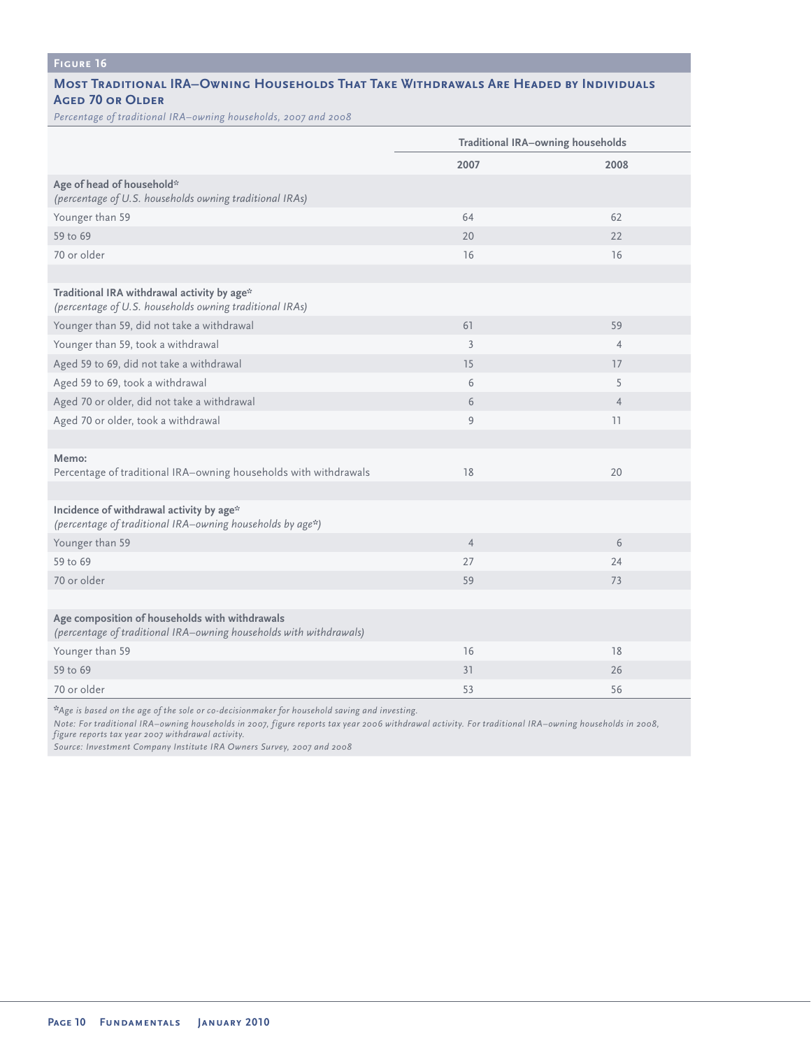**Figure 16**

### Most Traditional IRA–Owning Households That Take Withdrawals Are Headed by Individuals Aged 70 or Older

*Percentage of traditional IRA–owning households, 2007 and 2008*

| | Traditional IRA–owning households | |
|---|---|---|
| | **2007** | **2008** |
| **Age of head of household*** *(percentage of U.S. households owning traditional IRAs)* | | |
| Younger than 59 | 64 | 62 |
| 59 to 69 | 20 | 22 |
| 70 or older | 16 | 16 |
| | | |
| **Traditional IRA withdrawal activity by age*** *(percentage of U.S. households owning traditional IRAs)* | | |
| Younger than 59, did not take a withdrawal | 61 | 59 |
| Younger than 59, took a withdrawal | 3 | 4 |
| Aged 59 to 69, did not take a withdrawal | 15 | 17 |
| Aged 59 to 69, took a withdrawal | 6 | 5 |
| Aged 70 or older, did not take a withdrawal | 6 | 4 |
| Aged 70 or older, took a withdrawal | 9 | 11 |
| | | |
| **Memo:** Percentage of traditional IRA–owning households with withdrawals | 18 | 20 |
| | | |
| **Incidence of withdrawal activity by age*** *(percentage of traditional IRA–owning households by age*)* | | |
| Younger than 59 | 4 | 6 |
| 59 to 69 | 27 | 24 |
| 70 or older | 59 | 73 |
| | | |
| **Age composition of households with withdrawals** *(percentage of traditional IRA–owning households with withdrawals)* | | |
| Younger than 59 | 16 | 18 |
| 59 to 69 | 31 | 26 |
| 70 or older | 53 | 56 |

*Age is based on the age of the sole or co-decisionmaker for household saving and investing.

*Note: For traditional IRA–owning households in 2007, figure reports tax year 2006 withdrawal activity. For traditional IRA–owning households in 2008, figure reports tax year 2007 withdrawal activity.*

*Source: Investment Company Institute IRA Owners Survey, 2007 and 2008*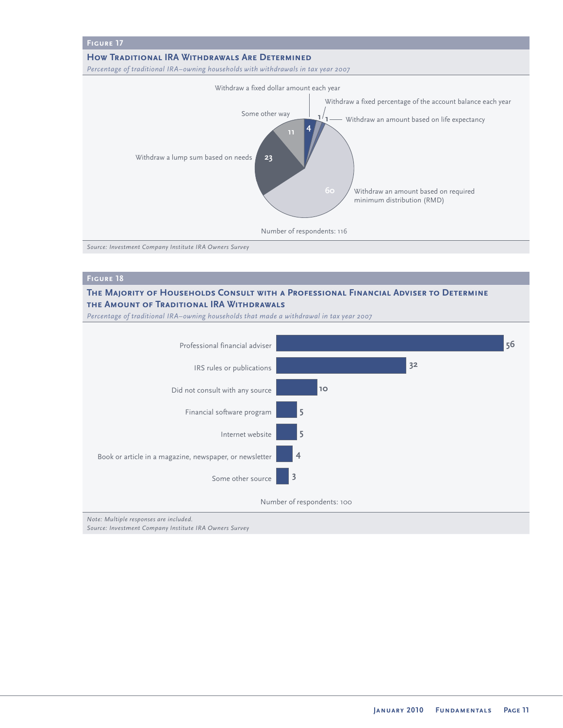## Figure 17

### How Traditional IRA Withdrawals Are Determined

*Percentage of traditional IRA–owning households with withdrawals in tax year 2007*

| Method | Percentage |
|---|---|
| Withdraw an amount based on required minimum distribution (RMD) | 60 |
| Withdraw a lump sum based on needs | 23 |
| Some other way | 11 |
| Withdraw a fixed dollar amount each year | 4 |
| Withdraw a fixed percentage of the account balance each year | 1 |
| Withdraw an amount based on life expectancy | 1 |

Number of respondents: 116

*Source: Investment Company Institute IRA Owners Survey*

## Figure 18

### The Majority of Households Consult with a Professional Financial Adviser to Determine the Amount of Traditional IRA Withdrawals

*Percentage of traditional IRA–owning households that made a withdrawal in tax year 2007*

| Source | Percentage |
|---|---|
| Professional financial adviser | 56 |
| IRS rules or publications | 32 |
| Did not consult with any source | 10 |
| Financial software program | 5 |
| Internet website | 5 |
| Book or article in a magazine, newspaper, or newsletter | 4 |
| Some other source | 3 |

Number of respondents: 100

*Note: Multiple responses are included.*
*Source: Investment Company Institute IRA Owners Survey*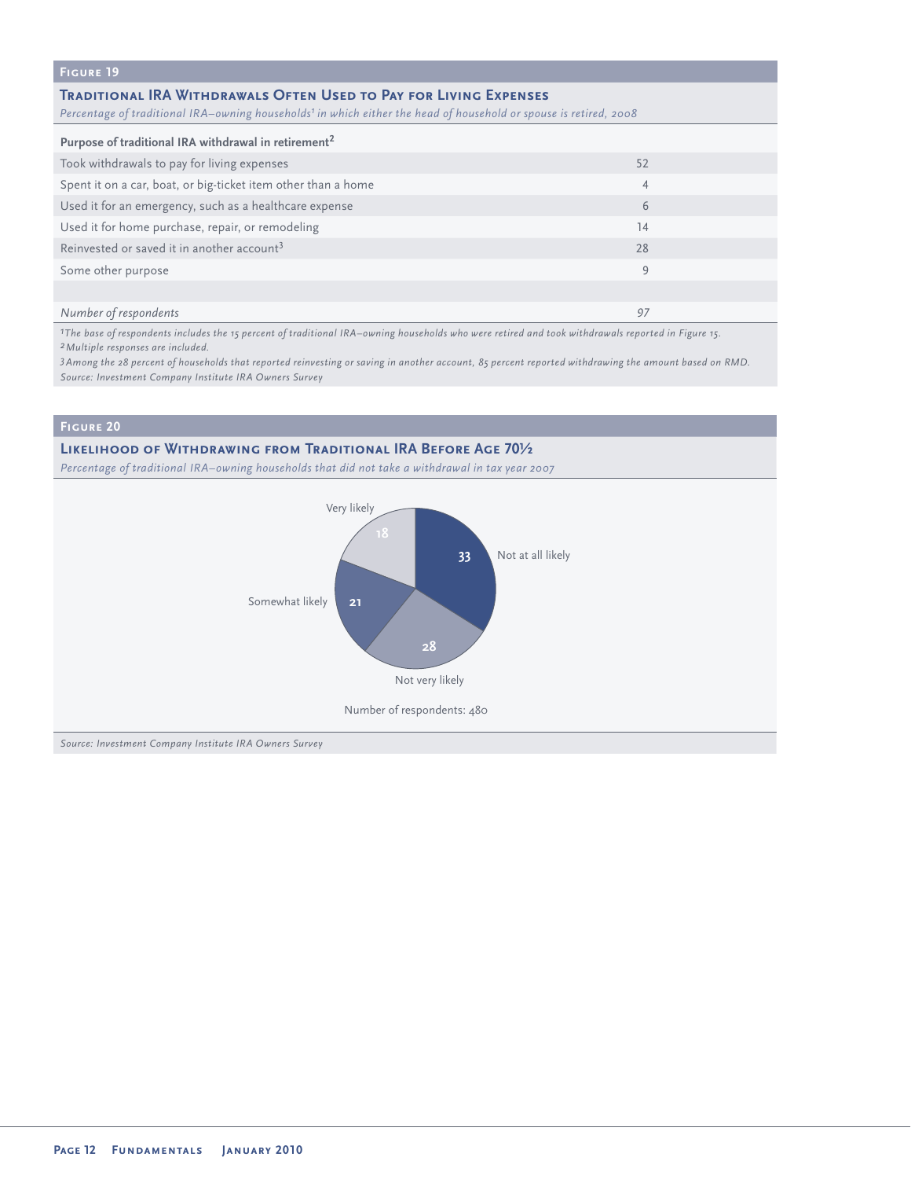**Figure 19**

**Traditional IRA Withdrawals Often Used to Pay for Living Expenses**

*Percentage of traditional IRA–owning households[1] in which either the head of household or spouse is retired, 2008*

| Purpose of traditional IRA withdrawal in retirement[2] | |
|---|---|
| Took withdrawals to pay for living expenses | 52 |
| Spent it on a car, boat, or big-ticket item other than a home | 4 |
| Used it for an emergency, such as a healthcare expense | 6 |
| Used it for home purchase, repair, or remodeling | 14 |
| Reinvested or saved it in another account[3] | 28 |
| Some other purpose | 9 |
| | |
| *Number of respondents* | *97* |

*[1]The base of respondents includes the 15 percent of traditional IRA–owning households who were retired and took withdrawals reported in Figure 15.*
*[2]Multiple responses are included.*
*[3]Among the 28 percent of households that reported reinvesting or saving in another account, 85 percent reported withdrawing the amount based on RMD.*
*Source: Investment Company Institute IRA Owners Survey*

**Figure 20**

**Likelihood of Withdrawing from Traditional IRA Before Age 70½**

*Percentage of traditional IRA–owning households that did not take a withdrawal in tax year 2007*

| Likelihood | Percent |
|---|---|
| Very likely | 18 |
| Somewhat likely | 21 |
| Not very likely | 28 |
| Not at all likely | 33 |

Number of respondents: 480

*Source: Investment Company Institute IRA Owners Survey*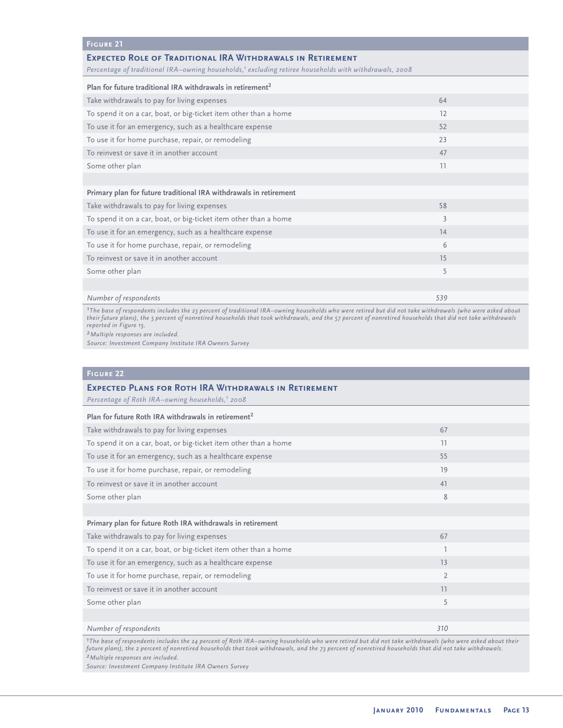**Figure 21**

**Expected Role of Traditional IRA Withdrawals in Retirement**

*Percentage of traditional IRA–owning households,[1] excluding retiree households with withdrawals, 2008*

| Plan for future traditional IRA withdrawals in retirement[2] | |
|---|---|
| Take withdrawals to pay for living expenses | 64 |
| To spend it on a car, boat, or big-ticket item other than a home | 12 |
| To use it for an emergency, such as a healthcare expense | 52 |
| To use it for home purchase, repair, or remodeling | 23 |
| To reinvest or save it in another account | 47 |
| Some other plan | 11 |
| | |
| **Primary plan for future traditional IRA withdrawals in retirement** | |
| Take withdrawals to pay for living expenses | 58 |
| To spend it on a car, boat, or big-ticket item other than a home | 3 |
| To use it for an emergency, such as a healthcare expense | 14 |
| To use it for home purchase, repair, or remodeling | 6 |
| To reinvest or save it in another account | 15 |
| Some other plan | 5 |
| | |
| *Number of respondents* | *539* |

*[1]The base of respondents includes the 23 percent of traditional IRA–owning households who were retired but did not take withdrawals (who were asked about their future plans), the 5 percent of nonretired households that took withdrawals, and the 57 percent of nonretired households that did not take withdrawals reported in Figure 15.*

*[2]Multiple responses are included.*

*Source: Investment Company Institute IRA Owners Survey*

**Figure 22**

**Expected Plans for Roth IRA Withdrawals in Retirement**

*Percentage of Roth IRA–owning households,[1] 2008*

| Plan for future Roth IRA withdrawals in retirement[2] | |
|---|---|
| Take withdrawals to pay for living expenses | 67 |
| To spend it on a car, boat, or big-ticket item other than a home | 11 |
| To use it for an emergency, such as a healthcare expense | 55 |
| To use it for home purchase, repair, or remodeling | 19 |
| To reinvest or save it in another account | 41 |
| Some other plan | 8 |
| | |
| **Primary plan for future Roth IRA withdrawals in retirement** | |
| Take withdrawals to pay for living expenses | 67 |
| To spend it on a car, boat, or big-ticket item other than a home | 1 |
| To use it for an emergency, such as a healthcare expense | 13 |
| To use it for home purchase, repair, or remodeling | 2 |
| To reinvest or save it in another account | 11 |
| Some other plan | 5 |
| | |
| *Number of respondents* | *310* |

*[1]The base of respondents includes the 24 percent of Roth IRA–owning households who were retired but did not take withdrawals (who were asked about their future plans), the 2 percent of nonretired households that took withdrawals, and the 73 percent of nonretired households that did not take withdrawals.*

*[2]Multiple responses are included.*

*Source: Investment Company Institute IRA Owners Survey*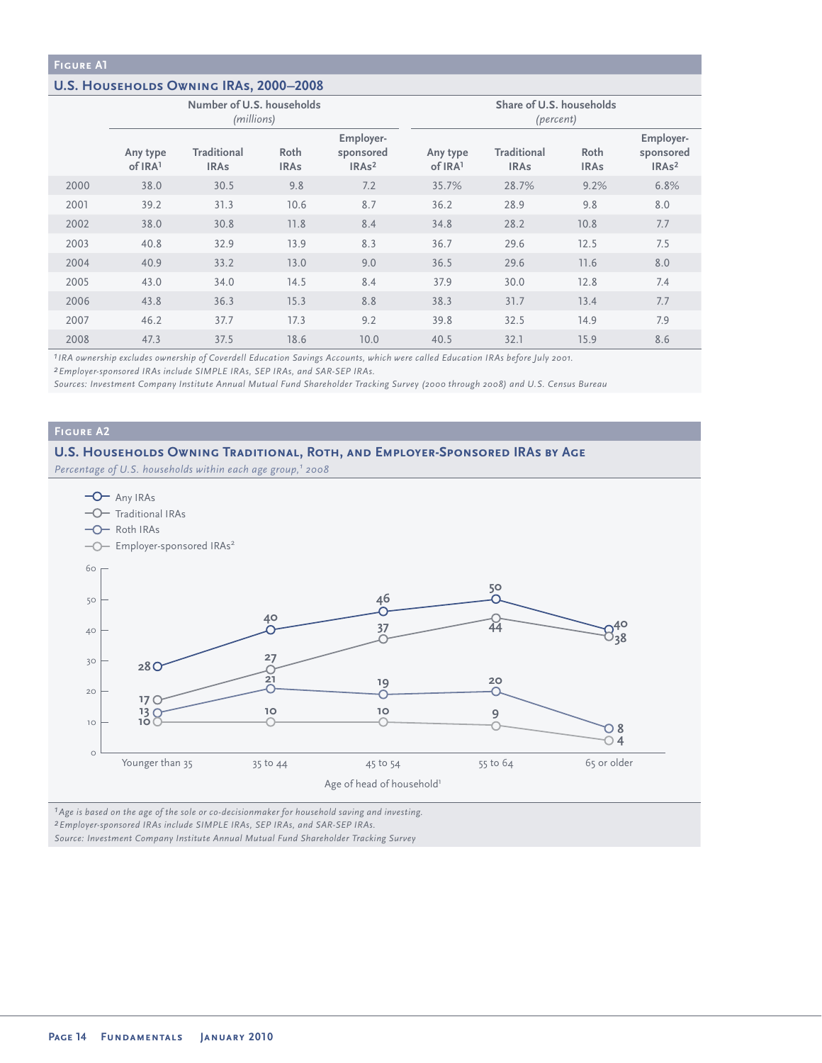## Figure A1

### U.S. Households Owning IRAs, 2000–2008

| | Number of U.S. households *(millions)* | | | | Share of U.S. households *(percent)* | | | |
|---|---|---|---|---|---|---|---|---|
| | Any type of IRA[1] | Traditional IRAs | Roth IRAs | Employer-sponsored IRAs[2] | Any type of IRA[1] | Traditional IRAs | Roth IRAs | Employer-sponsored IRAs[2] |
| 2000 | 38.0 | 30.5 | 9.8 | 7.2 | 35.7% | 28.7% | 9.2% | 6.8% |
| 2001 | 39.2 | 31.3 | 10.6 | 8.7 | 36.2 | 28.9 | 9.8 | 8.0 |
| 2002 | 38.0 | 30.8 | 11.8 | 8.4 | 34.8 | 28.2 | 10.8 | 7.7 |
| 2003 | 40.8 | 32.9 | 13.9 | 8.3 | 36.7 | 29.6 | 12.5 | 7.5 |
| 2004 | 40.9 | 33.2 | 13.0 | 9.0 | 36.5 | 29.6 | 11.6 | 8.0 |
| 2005 | 43.0 | 34.0 | 14.5 | 8.4 | 37.9 | 30.0 | 12.8 | 7.4 |
| 2006 | 43.8 | 36.3 | 15.3 | 8.8 | 38.3 | 31.7 | 13.4 | 7.7 |
| 2007 | 46.2 | 37.7 | 17.3 | 9.2 | 39.8 | 32.5 | 14.9 | 7.9 |
| 2008 | 47.3 | 37.5 | 18.6 | 10.0 | 40.5 | 32.1 | 15.9 | 8.6 |

*[1] IRA ownership excludes ownership of Coverdell Education Savings Accounts, which were called Education IRAs before July 2001.*
*[2] Employer-sponsored IRAs include SIMPLE IRAs, SEP IRAs, and SAR-SEP IRAs.*
*Sources: Investment Company Institute Annual Mutual Fund Shareholder Tracking Survey (2000 through 2008) and U.S. Census Bureau*

## Figure A2

### U.S. Households Owning Traditional, Roth, and Employer-Sponsored IRAs by Age

*Percentage of U.S. households within each age group,[1] 2008*

| Age of head of household[1] | Any IRAs | Traditional IRAs | Roth IRAs | Employer-sponsored IRAs[2] |
|---|---|---|---|---|
| Younger than 35 | 28 | 17 | 13 | 10 |
| 35 to 44 | 40 | 27 | 21 | 10 |
| 45 to 54 | 46 | 37 | 19 | 10 |
| 55 to 64 | 50 | 44 | 20 | 9 |
| 65 or older | 40 | 38 | 8 | 4 |

*[1] Age is based on the age of the sole or co-decisionmaker for household saving and investing.*
*[2] Employer-sponsored IRAs include SIMPLE IRAs, SEP IRAs, and SAR-SEP IRAs.*
*Source: Investment Company Institute Annual Mutual Fund Shareholder Tracking Survey*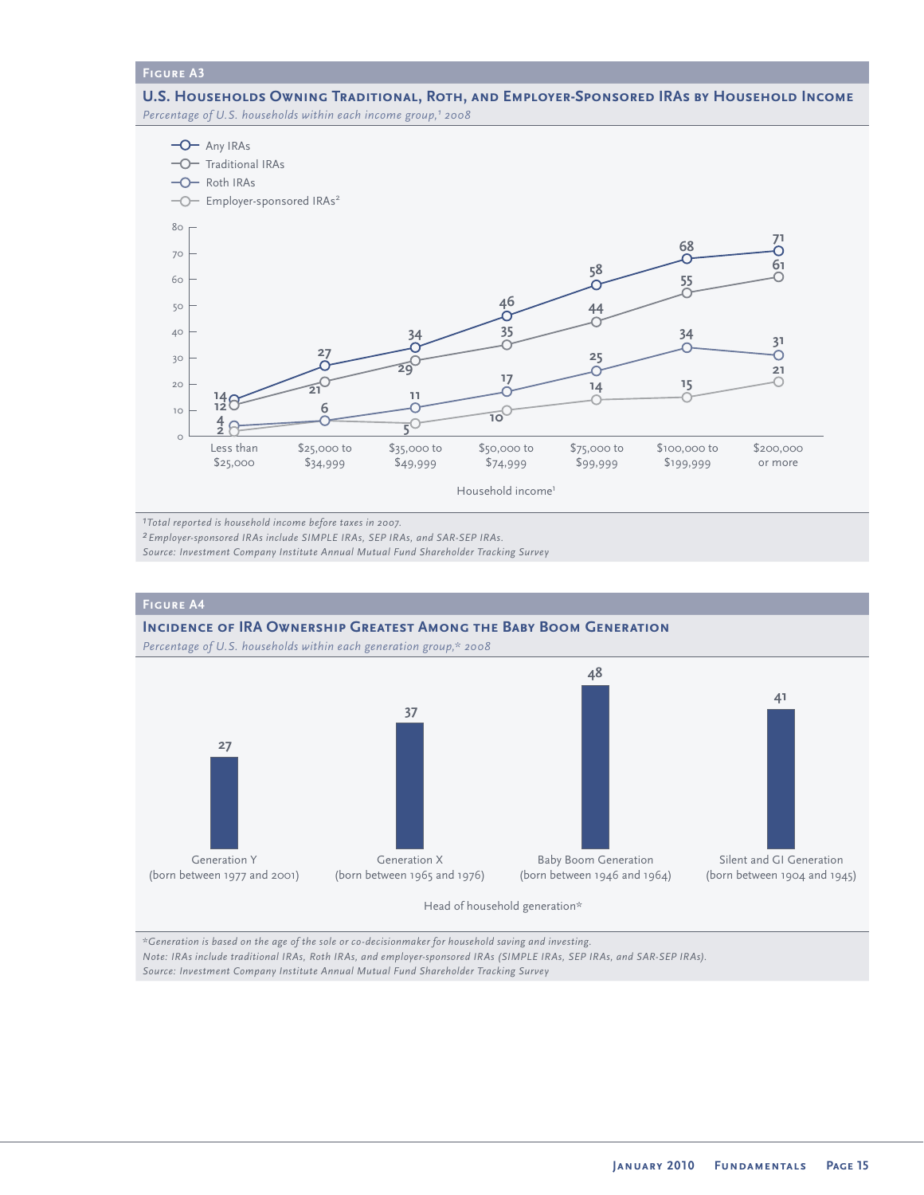## Figure A3

### U.S. Households Owning Traditional, Roth, and Employer-Sponsored IRAs by Household Income

*Percentage of U.S. households within each income group,[1] 2008*

| Household income[1] | Any IRAs | Traditional IRAs | Roth IRAs | Employer-sponsored IRAs[2] |
|---|---|---|---|---|
| Less than $25,000 | 14 | 12 | 4 | 2 |
| $25,000 to $34,999 | 27 | 21 | 6 | 6 |
| $35,000 to $49,999 | 34 | 29 | 11 | 5 |
| $50,000 to $74,999 | 46 | 35 | 17 | 10 |
| $75,000 to $99,999 | 58 | 44 | 25 | 14 |
| $100,000 to $199,999 | 68 | 55 | 34 | 15 |
| $200,000 or more | 71 | 61 | 31 | 21 |

*[1]Total reported is household income before taxes in 2007.*
*[2]Employer-sponsored IRAs include SIMPLE IRAs, SEP IRAs, and SAR-SEP IRAs.*
*Source: Investment Company Institute Annual Mutual Fund Shareholder Tracking Survey*

## Figure A4

### Incidence of IRA Ownership Greatest Among the Baby Boom Generation

*Percentage of U.S. households within each generation group,* 2008*

| Head of household generation* | Percentage |
|---|---|
| Generation Y (born between 1977 and 2001) | 27 |
| Generation X (born between 1965 and 1976) | 37 |
| Baby Boom Generation (born between 1946 and 1964) | 48 |
| Silent and GI Generation (born between 1904 and 1945) | 41 |

*\*Generation is based on the age of the sole or co-decisionmaker for household saving and investing.*
*Note: IRAs include traditional IRAs, Roth IRAs, and employer-sponsored IRAs (SIMPLE IRAs, SEP IRAs, and SAR-SEP IRAs).*
*Source: Investment Company Institute Annual Mutual Fund Shareholder Tracking Survey*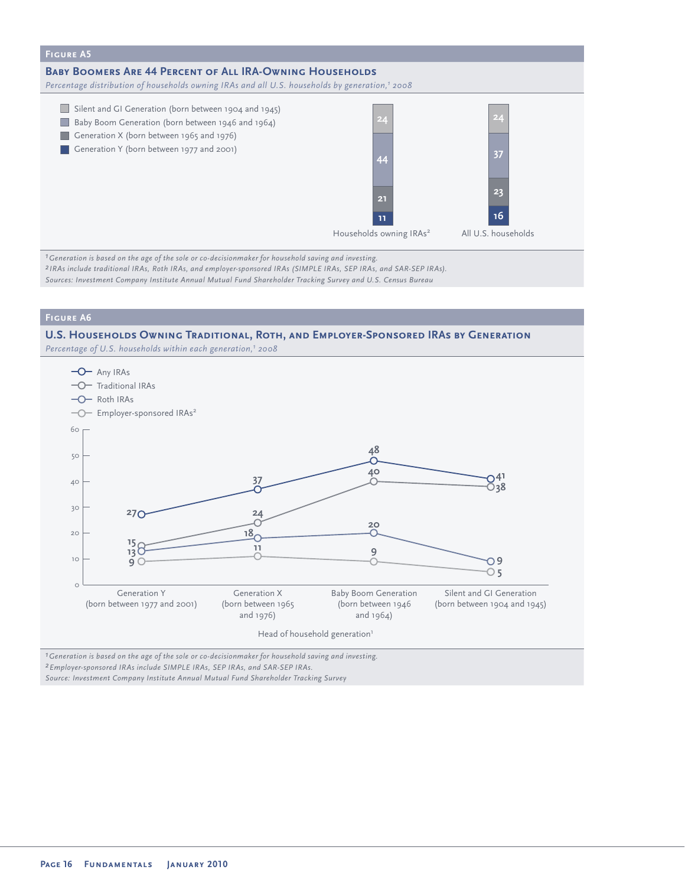## Figure A5

### Baby Boomers Are 44 Percent of All IRA-Owning Households

*Percentage distribution of households owning IRAs and all U.S. households by generation,[1] 2008*

| Generation | Households owning IRAs[2] | All U.S. households |
|---|---|---|
| Silent and GI Generation (born between 1904 and 1945) | 24 | 24 |
| Baby Boom Generation (born between 1946 and 1964) | 44 | 37 |
| Generation X (born between 1965 and 1976) | 21 | 23 |
| Generation Y (born between 1977 and 2001) | 11 | 16 |

[1] *Generation is based on the age of the sole or co-decisionmaker for household saving and investing.*

[2] *IRAs include traditional IRAs, Roth IRAs, and employer-sponsored IRAs (SIMPLE IRAs, SEP IRAs, and SAR-SEP IRAs).*

*Sources: Investment Company Institute Annual Mutual Fund Shareholder Tracking Survey and U.S. Census Bureau*

## Figure A6

### U.S. Households Owning Traditional, Roth, and Employer-Sponsored IRAs by Generation

*Percentage of U.S. households within each generation,[1] 2008*

| Head of household generation[1] | Any IRAs | Traditional IRAs | Roth IRAs | Employer-sponsored IRAs[2] |
|---|---|---|---|---|
| Generation Y (born between 1977 and 2001) | 27 | 15 | 13 | 9 |
| Generation X (born between 1965 and 1976) | 37 | 24 | 18 | 11 |
| Baby Boom Generation (born between 1946 and 1964) | 48 | 40 | 20 | 9 |
| Silent and GI Generation (born between 1904 and 1945) | 41 | 38 | 9 | 5 |

[1] *Generation is based on the age of the sole or co-decisionmaker for household saving and investing.*

[2] *Employer-sponsored IRAs include SIMPLE IRAs, SEP IRAs, and SAR-SEP IRAs.*

*Source: Investment Company Institute Annual Mutual Fund Shareholder Tracking Survey*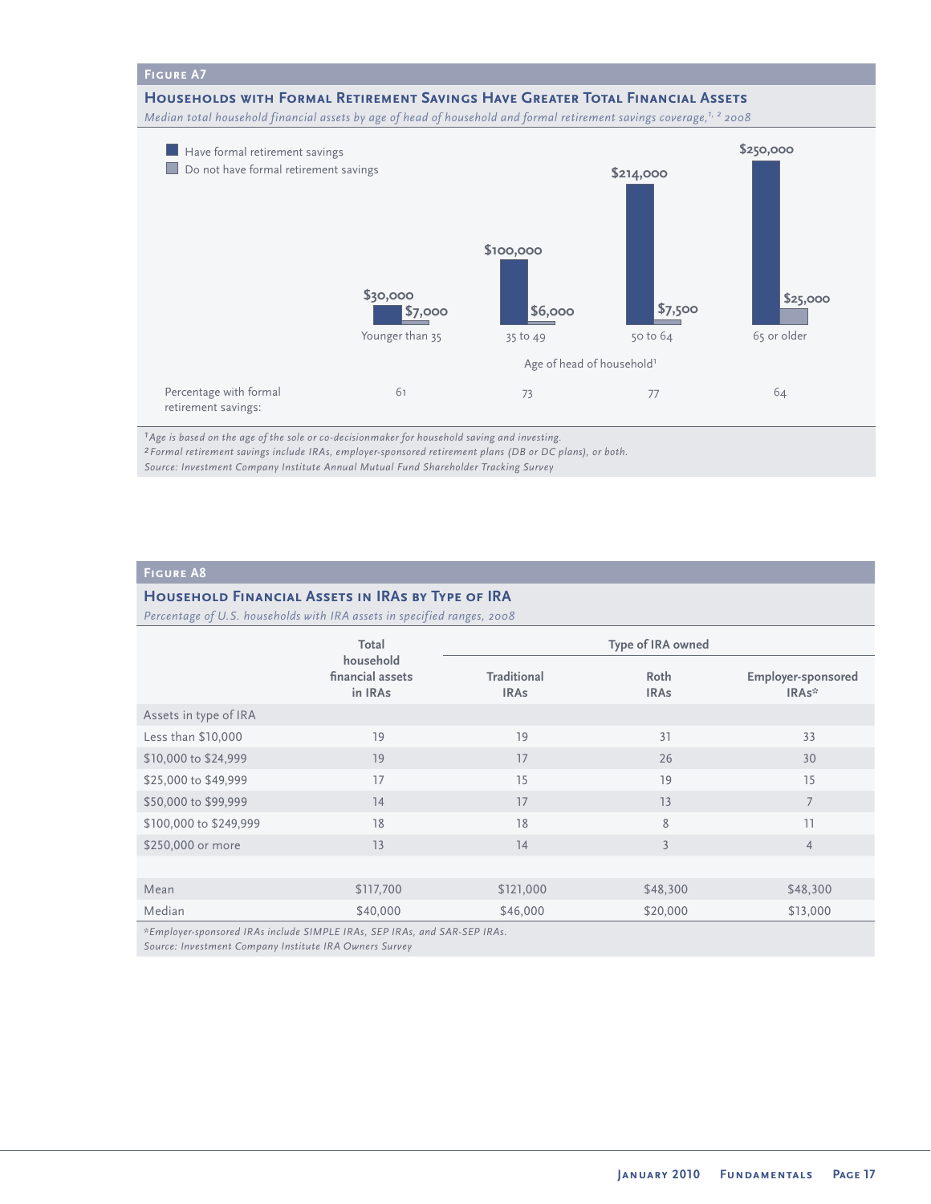**Figure A7**

## Households with Formal Retirement Savings Have Greater Total Financial Assets

*Median total household financial assets by age of head of household and formal retirement savings coverage,[1, 2] 2008*

| Age of head of household[1] | Have formal retirement savings | Do not have formal retirement savings |
|---|---|---|
| Younger than 35 | $30,000 | $7,000 |
| 35 to 49 | $100,000 | $6,000 |
| 50 to 64 | $214,000 | $7,500 |
| 65 or older | $250,000 | $25,000 |

| | Younger than 35 | 35 to 49 | 50 to 64 | 65 or older |
|---|---|---|---|---|
| Percentage with formal retirement savings: | 61 | 73 | 77 | 64 |

*[1]Age is based on the age of the sole or co-decisionmaker for household saving and investing.*
*[2]Formal retirement savings include IRAs, employer-sponsored retirement plans (DB or DC plans), or both.*
*Source: Investment Company Institute Annual Mutual Fund Shareholder Tracking Survey*

**Figure A8**

## Household Financial Assets in IRAs by Type of IRA

*Percentage of U.S. households with IRA assets in specified ranges, 2008*

| | Total household financial assets in IRAs | Type of IRA owned | | |
|---|---|---|---|---|
| | | Traditional IRAs | Roth IRAs | Employer-sponsored IRAs* |
| Assets in type of IRA | | | | |
| Less than $10,000 | 19 | 19 | 31 | 33 |
| $10,000 to $24,999 | 19 | 17 | 26 | 30 |
| $25,000 to $49,999 | 17 | 15 | 19 | 15 |
| $50,000 to $99,999 | 14 | 17 | 13 | 7 |
| $100,000 to $249,999 | 18 | 18 | 8 | 11 |
| $250,000 or more | 13 | 14 | 3 | 4 |
| Mean | $117,700 | $121,000 | $48,300 | $48,300 |
| Median | $40,000 | $46,000 | $20,000 | $13,000 |

*\*Employer-sponsored IRAs include SIMPLE IRAs, SEP IRAs, and SAR-SEP IRAs.*
*Source: Investment Company Institute IRA Owners Survey*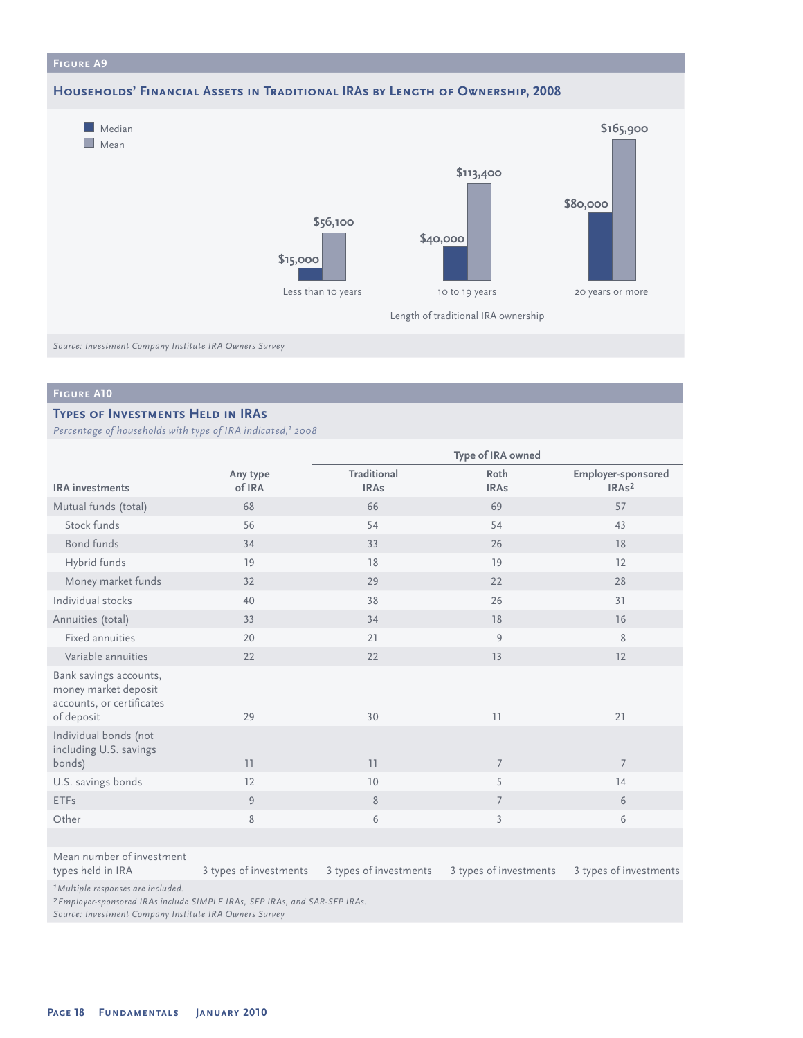## Figure A9

### Households' Financial Assets in Traditional IRAs by Length of Ownership, 2008

| Length of traditional IRA ownership | Median | Mean |
|---|---|---|
| Less than 10 years | $15,000 | $56,100 |
| 10 to 19 years | $40,000 | $113,400 |
| 20 years or more | $80,000 | $165,900 |

*Source: Investment Company Institute IRA Owners Survey*

## Figure A10

### Types of Investments Held in IRAs

*Percentage of households with type of IRA indicated,[1] 2008*

| | | Type of IRA owned | | |
|---|---|---|---|---|
| IRA investments | Any type of IRA | Traditional IRAs | Roth IRAs | Employer-sponsored IRAs[2] |
| Mutual funds (total) | 68 | 66 | 69 | 57 |
| Stock funds | 56 | 54 | 54 | 43 |
| Bond funds | 34 | 33 | 26 | 18 |
| Hybrid funds | 19 | 18 | 19 | 12 |
| Money market funds | 32 | 29 | 22 | 28 |
| Individual stocks | 40 | 38 | 26 | 31 |
| Annuities (total) | 33 | 34 | 18 | 16 |
| Fixed annuities | 20 | 21 | 9 | 8 |
| Variable annuities | 22 | 22 | 13 | 12 |
| Bank savings accounts, money market deposit accounts, or certificates of deposit | 29 | 30 | 11 | 21 |
| Individual bonds (not including U.S. savings bonds) | 11 | 11 | 7 | 7 |
| U.S. savings bonds | 12 | 10 | 5 | 14 |
| ETFs | 9 | 8 | 7 | 6 |
| Other | 8 | 6 | 3 | 6 |
| Mean number of investment types held in IRA | 3 types of investments | 3 types of investments | 3 types of investments | 3 types of investments |

*[1]Multiple responses are included.*

*[2]Employer-sponsored IRAs include SIMPLE IRAs, SEP IRAs, and SAR-SEP IRAs.*

*Source: Investment Company Institute IRA Owners Survey*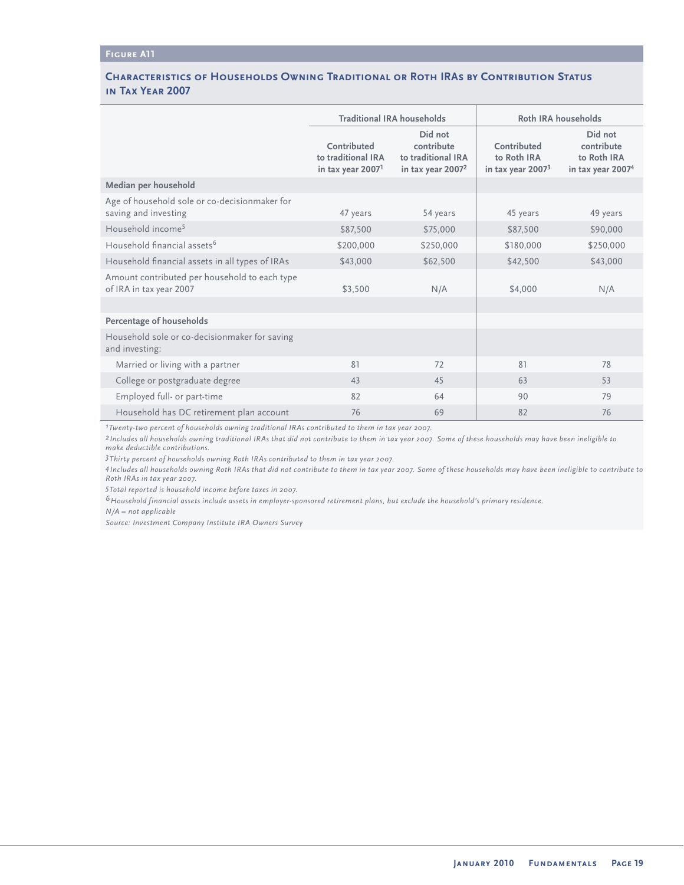**Figure A11**

## Characteristics of Households Owning Traditional or Roth IRAs by Contribution Status in Tax Year 2007

| | Traditional IRA households | | Roth IRA households | |
|---|---|---|---|---|
| | Contributed to traditional IRA in tax year 2007[1] | Did not contribute to traditional IRA in tax year 2007[2] | Contributed to Roth IRA in tax year 2007[3] | Did not contribute to Roth IRA in tax year 2007[4] |
| **Median per household** | | | | |
| Age of household sole or co-decisionmaker for saving and investing | 47 years | 54 years | 45 years | 49 years |
| Household income[5] | $87,500 | $75,000 | $87,500 | $90,000 |
| Household financial assets[6] | $200,000 | $250,000 | $180,000 | $250,000 |
| Household financial assets in all types of IRAs | $43,000 | $62,500 | $42,500 | $43,000 |
| Amount contributed per household to each type of IRA in tax year 2007 | $3,500 | N/A | $4,000 | N/A |
| **Percentage of households** | | | | |
| Household sole or co-decisionmaker for saving and investing: | | | | |
| Married or living with a partner | 81 | 72 | 81 | 78 |
| College or postgraduate degree | 43 | 45 | 63 | 53 |
| Employed full- or part-time | 82 | 64 | 90 | 79 |
| Household has DC retirement plan account | 76 | 69 | 82 | 76 |

*[1] Twenty-two percent of households owning traditional IRAs contributed to them in tax year 2007.*

*[2] Includes all households owning traditional IRAs that did not contribute to them in tax year 2007. Some of these households may have been ineligible to make deductible contributions.*

*[3] Thirty percent of households owning Roth IRAs contributed to them in tax year 2007.*

*[4] Includes all households owning Roth IRAs that did not contribute to them in tax year 2007. Some of these households may have been ineligible to contribute to Roth IRAs in tax year 2007.*

*[5] Total reported is household income before taxes in 2007.*

*[6] Household financial assets include assets in employer-sponsored retirement plans, but exclude the household's primary residence.*

*N/A = not applicable*

*Source: Investment Company Institute IRA Owners Survey*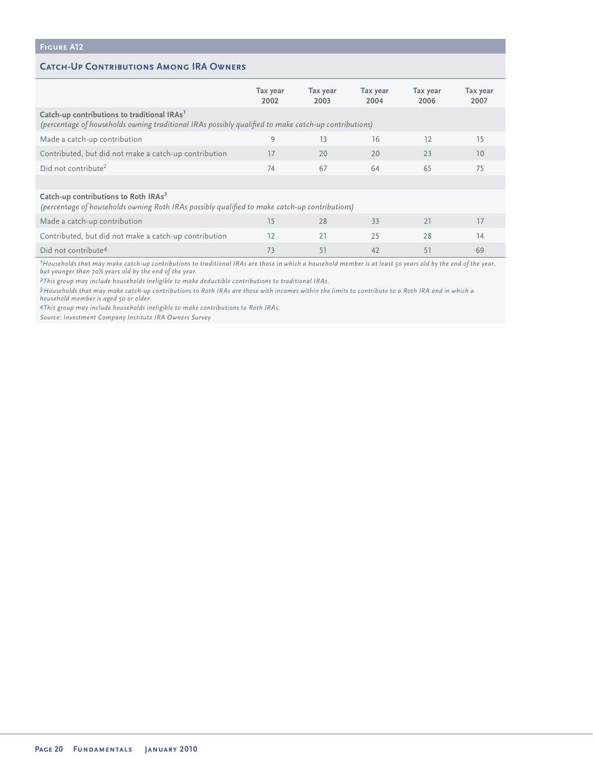**Figure A12**

## Catch-Up Contributions Among IRA Owners

| | Tax year 2002 | Tax year 2003 | Tax year 2004 | Tax year 2006 | Tax year 2007 |
|---|---|---|---|---|---|
| **Catch-up contributions to traditional IRAs**[1] *(percentage of households owning traditional IRAs possibly qualified to make catch-up contributions)* | | | | | |
| Made a catch-up contribution | 9 | 13 | 16 | 12 | 15 |
| Contributed, but did not make a catch-up contribution | 17 | 20 | 20 | 23 | 10 |
| Did not contribute[2] | 74 | 67 | 64 | 65 | 75 |
| | | | | | |
| **Catch-up contributions to Roth IRAs**[3] *(percentage of households owning Roth IRAs possibly qualified to make catch-up contributions)* | | | | | |
| Made a catch-up contribution | 15 | 28 | 33 | 21 | 17 |
| Contributed, but did not make a catch-up contribution | 12 | 21 | 25 | 28 | 14 |
| Did not contribute[4] | 73 | 51 | 42 | 51 | 69 |

*[1] Households that may make catch-up contributions to traditional IRAs are those in which a household member is at least 50 years old by the end of the year, but younger than 70½ years old by the end of the year.*

*[2] This group may include households ineligible to make deductible contributions to traditional IRAs.*

*[3] Households that may make catch-up contributions to Roth IRAs are those with incomes within the limits to contribute to a Roth IRA and in which a household member is aged 50 or older.*

*[4] This group may include households ineligible to make contributions to Roth IRAs.*

*Source: Investment Company Institute IRA Owners Survey*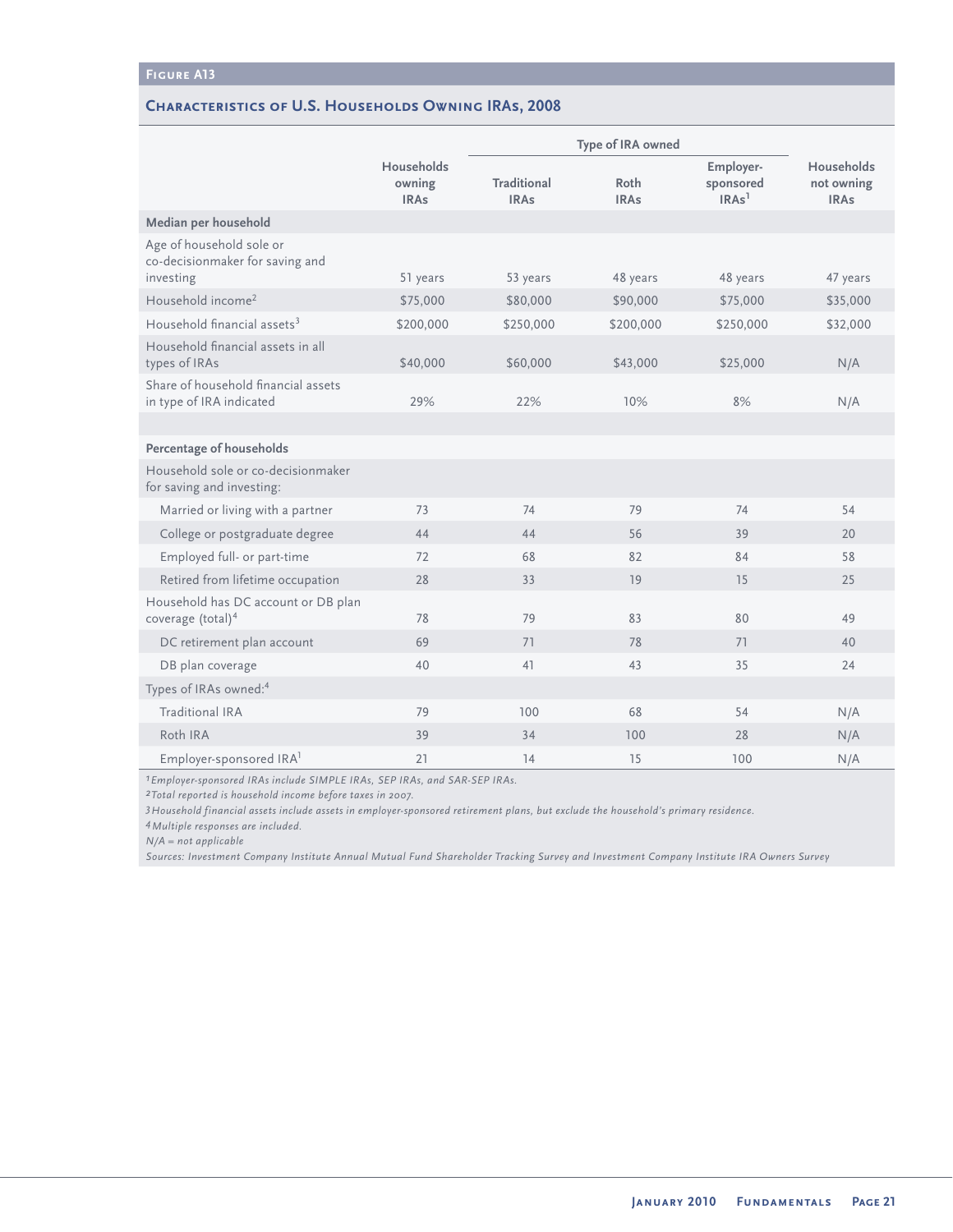FIGURE A13

## CHARACTERISTICS OF U.S. HOUSEHOLDS OWNING IRAs, 2008

| | Households owning IRAs | Type of IRA owned | | | Households not owning IRAs |
|---|---|---|---|---|---|
| | | Traditional IRAs | Roth IRAs | Employer-sponsored IRAs[1] | |
| **Median per household** | | | | | |
| Age of household sole or co-decisionmaker for saving and investing | 51 years | 53 years | 48 years | 48 years | 47 years |
| Household income[2] | $75,000 | $80,000 | $90,000 | $75,000 | $35,000 |
| Household financial assets[3] | $200,000 | $250,000 | $200,000 | $250,000 | $32,000 |
| Household financial assets in all types of IRAs | $40,000 | $60,000 | $43,000 | $25,000 | N/A |
| Share of household financial assets in type of IRA indicated | 29% | 22% | 10% | 8% | N/A |
| **Percentage of households** | | | | | |
| Household sole or co-decisionmaker for saving and investing: | | | | | |
| Married or living with a partner | 73 | 74 | 79 | 74 | 54 |
| College or postgraduate degree | 44 | 44 | 56 | 39 | 20 |
| Employed full- or part-time | 72 | 68 | 82 | 84 | 58 |
| Retired from lifetime occupation | 28 | 33 | 19 | 15 | 25 |
| Household has DC account or DB plan coverage (total)[4] | 78 | 79 | 83 | 80 | 49 |
| DC retirement plan account | 69 | 71 | 78 | 71 | 40 |
| DB plan coverage | 40 | 41 | 43 | 35 | 24 |
| Types of IRAs owned:[4] | | | | | |
| Traditional IRA | 79 | 100 | 68 | 54 | N/A |
| Roth IRA | 39 | 34 | 100 | 28 | N/A |
| Employer-sponsored IRA[1] | 21 | 14 | 15 | 100 | N/A |

*[1] Employer-sponsored IRAs include SIMPLE IRAs, SEP IRAs, and SAR-SEP IRAs.*
*[2] Total reported is household income before taxes in 2007.*
*[3] Household financial assets include assets in employer-sponsored retirement plans, but exclude the household's primary residence.*
*[4] Multiple responses are included.*
*N/A = not applicable*
*Sources: Investment Company Institute Annual Mutual Fund Shareholder Tracking Survey and Investment Company Institute IRA Owners Survey*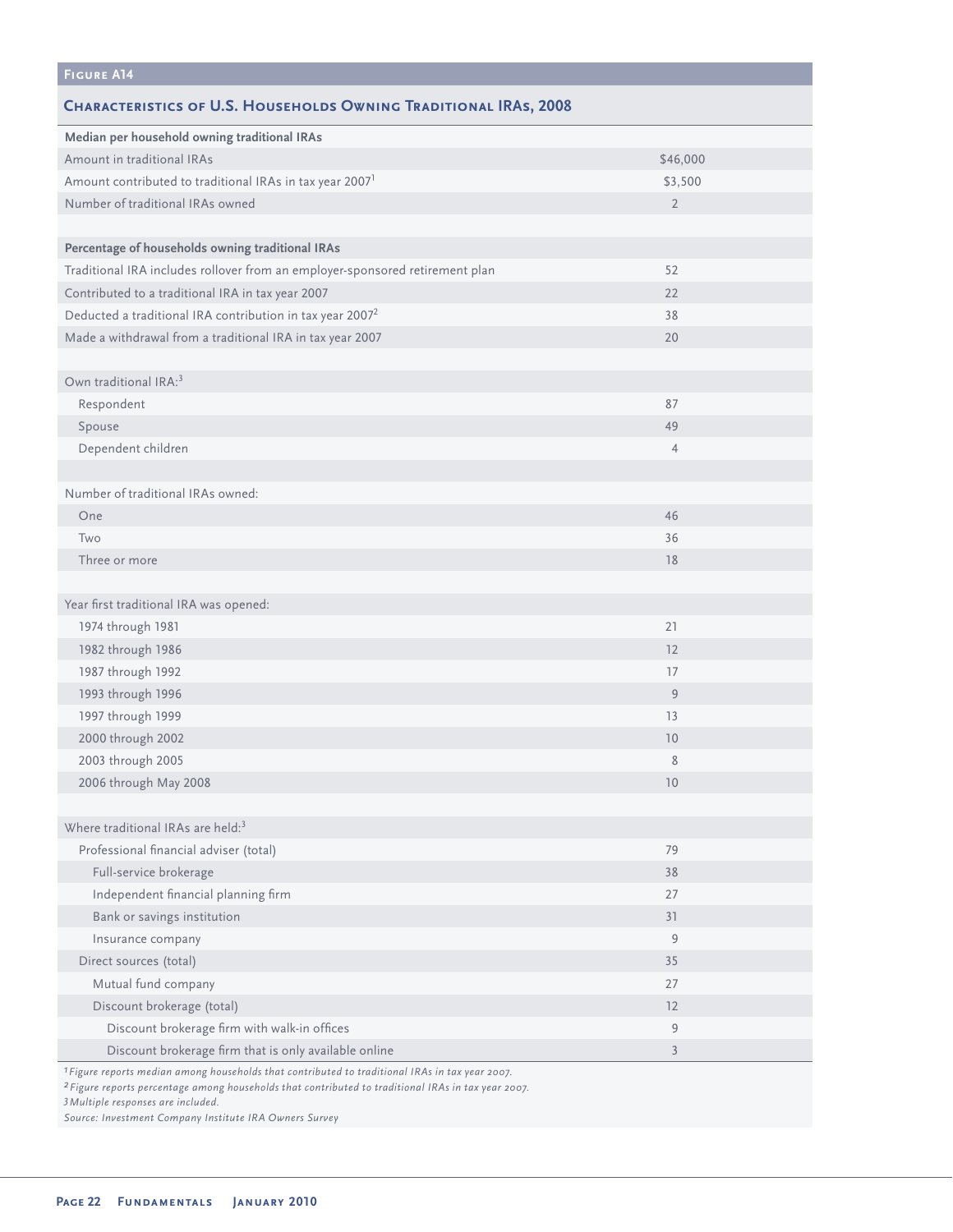**Figure A14**

## Characteristics of U.S. Households Owning Traditional IRAs, 2008

| | |
|---|---|
| **Median per household owning traditional IRAs** | |
| Amount in traditional IRAs | $46,000 |
| Amount contributed to traditional IRAs in tax year 2007[1] | $3,500 |
| Number of traditional IRAs owned | 2 |
| | |
| **Percentage of households owning traditional IRAs** | |
| Traditional IRA includes rollover from an employer-sponsored retirement plan | 52 |
| Contributed to a traditional IRA in tax year 2007 | 22 |
| Deducted a traditional IRA contribution in tax year 2007[2] | 38 |
| Made a withdrawal from a traditional IRA in tax year 2007 | 20 |
| | |
| Own traditional IRA:[3] | |
| Respondent | 87 |
| Spouse | 49 |
| Dependent children | 4 |
| | |
| Number of traditional IRAs owned: | |
| One | 46 |
| Two | 36 |
| Three or more | 18 |
| | |
| Year first traditional IRA was opened: | |
| 1974 through 1981 | 21 |
| 1982 through 1986 | 12 |
| 1987 through 1992 | 17 |
| 1993 through 1996 | 9 |
| 1997 through 1999 | 13 |
| 2000 through 2002 | 10 |
| 2003 through 2005 | 8 |
| 2006 through May 2008 | 10 |
| | |
| Where traditional IRAs are held:[3] | |
| Professional financial adviser (total) | 79 |
| Full-service brokerage | 38 |
| Independent financial planning firm | 27 |
| Bank or savings institution | 31 |
| Insurance company | 9 |
| Direct sources (total) | 35 |
| Mutual fund company | 27 |
| Discount brokerage (total) | 12 |
| Discount brokerage firm with walk-in offices | 9 |
| Discount brokerage firm that is only available online | 3 |

*[1] Figure reports median among households that contributed to traditional IRAs in tax year 2007.*
*[2] Figure reports percentage among households that contributed to traditional IRAs in tax year 2007.*
*[3] Multiple responses are included.*
*Source: Investment Company Institute IRA Owners Survey*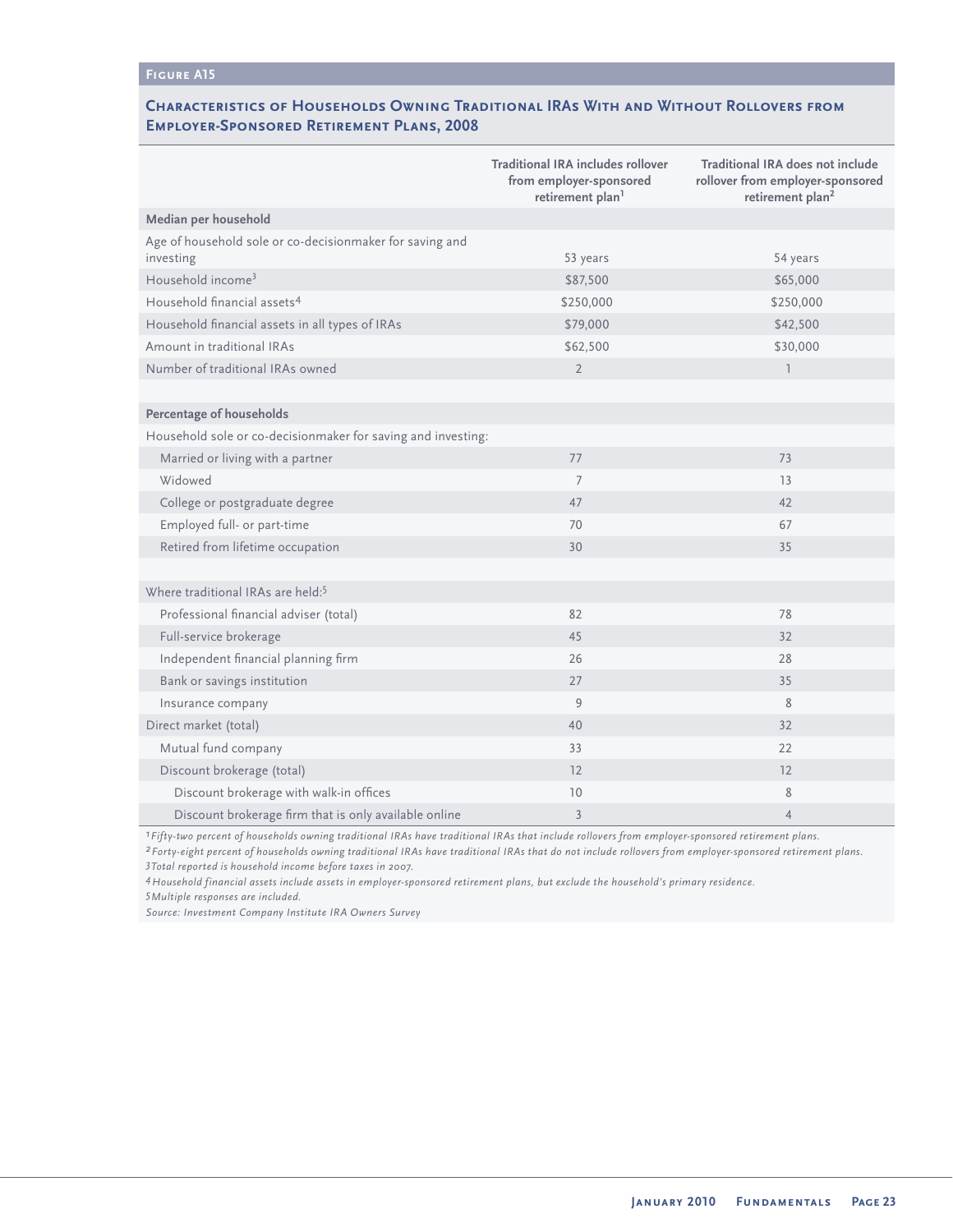### Figure A15

## Characteristics of Households Owning Traditional IRAs With and Without Rollovers from Employer-Sponsored Retirement Plans, 2008

| | Traditional IRA includes rollover from employer-sponsored retirement plan[1] | Traditional IRA does not include rollover from employer-sponsored retirement plan[2] |
|---|---|---|
| **Median per household** | | |
| Age of household sole or co-decisionmaker for saving and investing | 53 years | 54 years |
| Household income[3] | $87,500 | $65,000 |
| Household financial assets[4] | $250,000 | $250,000 |
| Household financial assets in all types of IRAs | $79,000 | $42,500 |
| Amount in traditional IRAs | $62,500 | $30,000 |
| Number of traditional IRAs owned | 2 | 1 |
| | | |
| **Percentage of households** | | |
| Household sole or co-decisionmaker for saving and investing: | | |
| Married or living with a partner | 77 | 73 |
| Widowed | 7 | 13 |
| College or postgraduate degree | 47 | 42 |
| Employed full- or part-time | 70 | 67 |
| Retired from lifetime occupation | 30 | 35 |
| | | |
| Where traditional IRAs are held:[5] | | |
| Professional financial adviser (total) | 82 | 78 |
| Full-service brokerage | 45 | 32 |
| Independent financial planning firm | 26 | 28 |
| Bank or savings institution | 27 | 35 |
| Insurance company | 9 | 8 |
| Direct market (total) | 40 | 32 |
| Mutual fund company | 33 | 22 |
| Discount brokerage (total) | 12 | 12 |
| Discount brokerage with walk-in offices | 10 | 8 |
| Discount brokerage firm that is only available online | 3 | 4 |

*[1] Fifty-two percent of households owning traditional IRAs have traditional IRAs that include rollovers from employer-sponsored retirement plans.*
*[2] Forty-eight percent of households owning traditional IRAs have traditional IRAs that do not include rollovers from employer-sponsored retirement plans.*
*[3] Total reported is household income before taxes in 2007.*
*[4] Household financial assets include assets in employer-sponsored retirement plans, but exclude the household's primary residence.*
*[5] Multiple responses are included.*
*Source: Investment Company Institute IRA Owners Survey*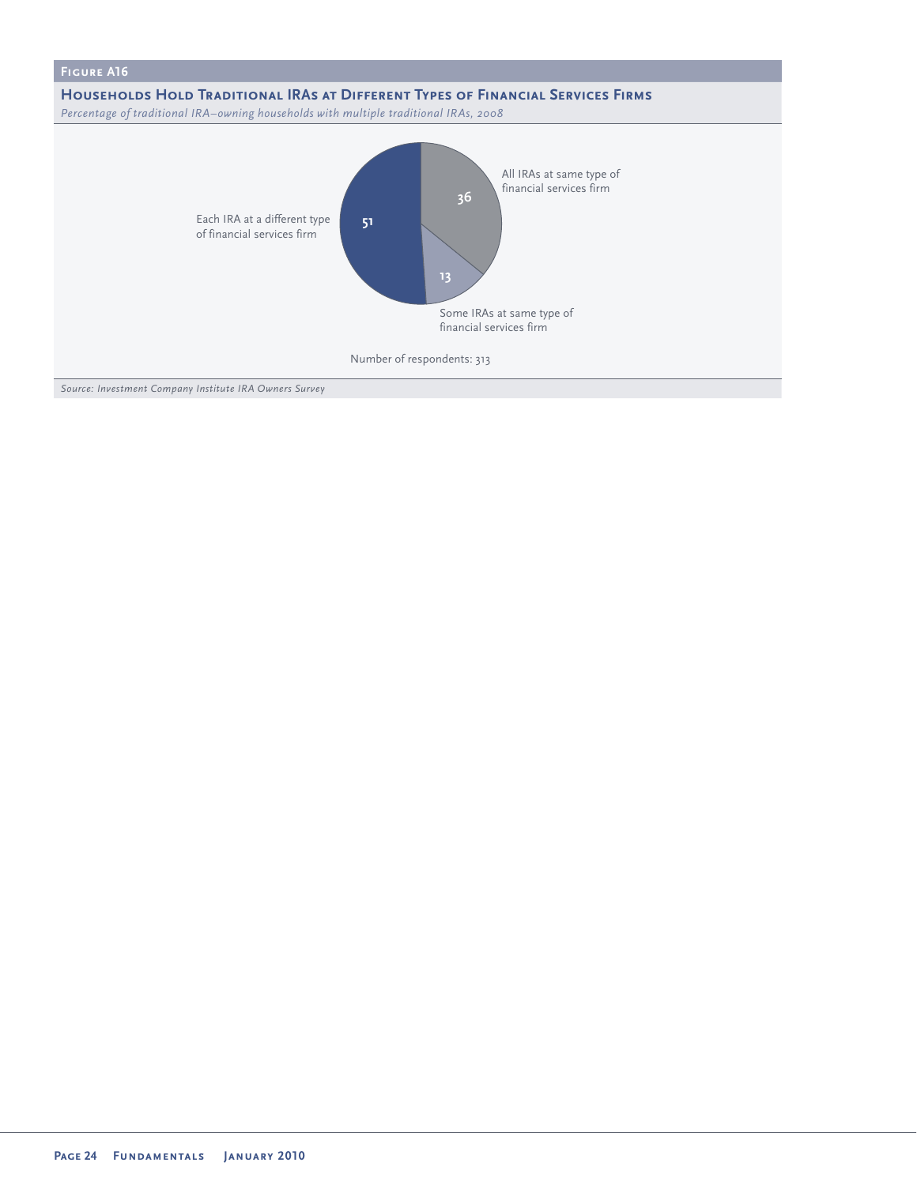**Figure A16**

## Households Hold Traditional IRAs at Different Types of Financial Services Firms

*Percentage of traditional IRA–owning households with multiple traditional IRAs, 2008*

| Category | Percentage |
| --- | --- |
| Each IRA at a different type of financial services firm | 51 |
| All IRAs at same type of financial services firm | 36 |
| Some IRAs at same type of financial services firm | 13 |

Number of respondents: 313

*Source: Investment Company Institute IRA Owners Survey*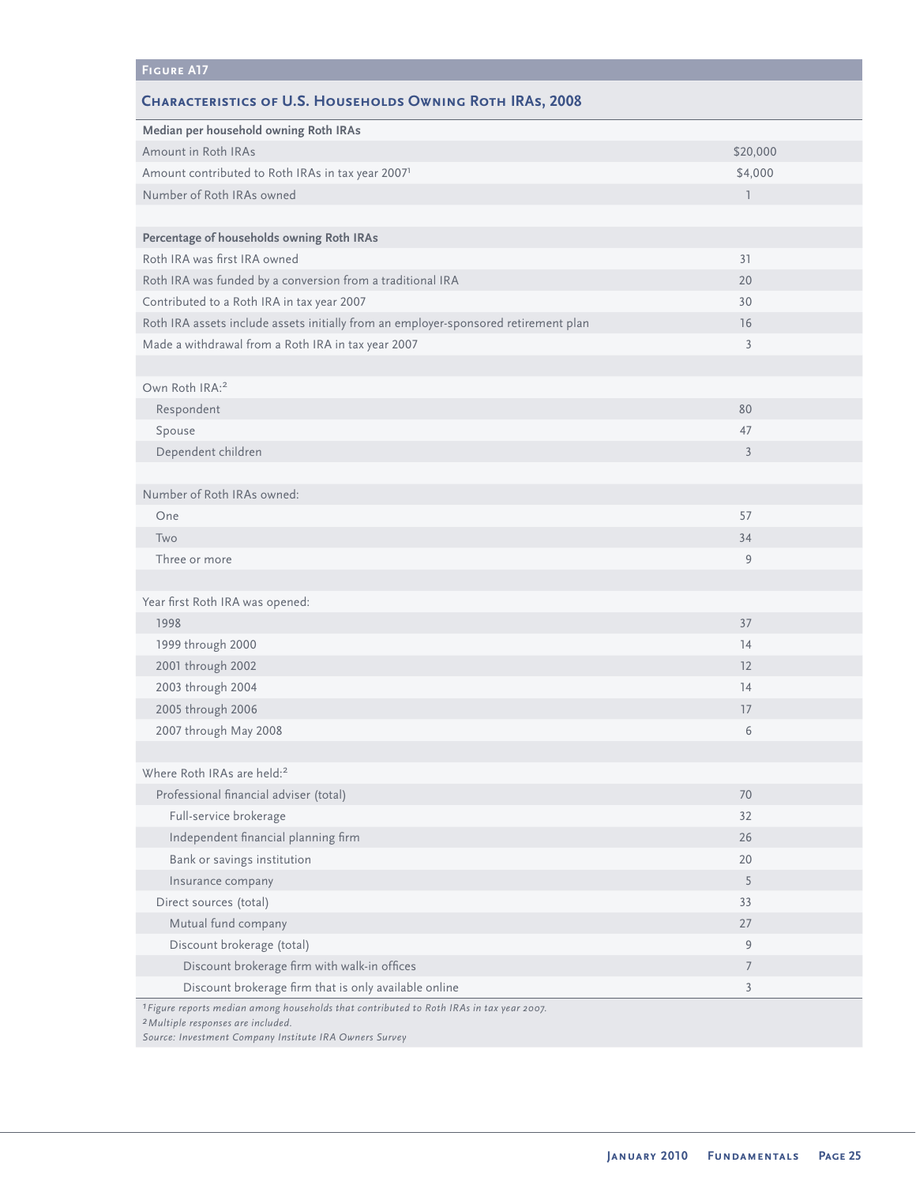**Figure A17**

## Characteristics of U.S. Households Owning Roth IRAs, 2008

| | |
|---|---|
| **Median per household owning Roth IRAs** | |
| Amount in Roth IRAs | $20,000 |
| Amount contributed to Roth IRAs in tax year 2007[1] | $4,000 |
| Number of Roth IRAs owned | 1 |
| | |
| **Percentage of households owning Roth IRAs** | |
| Roth IRA was first IRA owned | 31 |
| Roth IRA was funded by a conversion from a traditional IRA | 20 |
| Contributed to a Roth IRA in tax year 2007 | 30 |
| Roth IRA assets include assets initially from an employer-sponsored retirement plan | 16 |
| Made a withdrawal from a Roth IRA in tax year 2007 | 3 |
| | |
| Own Roth IRA:[2] | |
| Respondent | 80 |
| Spouse | 47 |
| Dependent children | 3 |
| | |
| Number of Roth IRAs owned: | |
| One | 57 |
| Two | 34 |
| Three or more | 9 |
| | |
| Year first Roth IRA was opened: | |
| 1998 | 37 |
| 1999 through 2000 | 14 |
| 2001 through 2002 | 12 |
| 2003 through 2004 | 14 |
| 2005 through 2006 | 17 |
| 2007 through May 2008 | 6 |
| | |
| Where Roth IRAs are held:[2] | |
| Professional financial adviser (total) | 70 |
| Full-service brokerage | 32 |
| Independent financial planning firm | 26 |
| Bank or savings institution | 20 |
| Insurance company | 5 |
| Direct sources (total) | 33 |
| Mutual fund company | 27 |
| Discount brokerage (total) | 9 |
| Discount brokerage firm with walk-in offices | 7 |
| Discount brokerage firm that is only available online | 3 |

[1] *Figure reports median among households that contributed to Roth IRAs in tax year 2007.*
[2] *Multiple responses are included.*
*Source: Investment Company Institute IRA Owners Survey*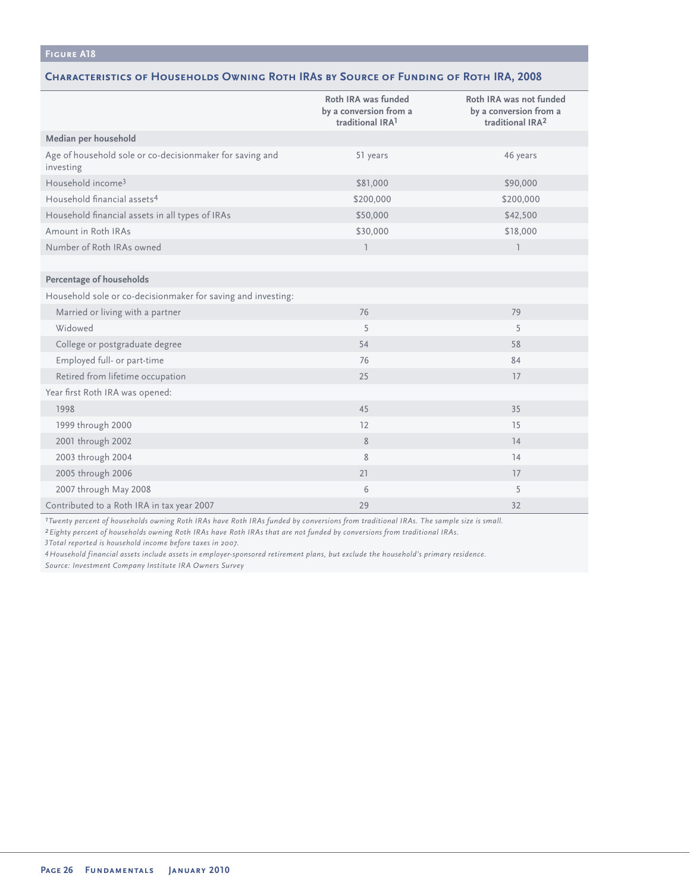**Figure A18**

## Characteristics of Households Owning Roth IRAs by Source of Funding of Roth IRA, 2008

| | Roth IRA was funded by a conversion from a traditional IRA[1] | Roth IRA was not funded by a conversion from a traditional IRA[2] |
|---|---|---|
| **Median per household** | | |
| Age of household sole or co-decisionmaker for saving and investing | 51 years | 46 years |
| Household income[3] | $81,000 | $90,000 |
| Household financial assets[4] | $200,000 | $200,000 |
| Household financial assets in all types of IRAs | $50,000 | $42,500 |
| Amount in Roth IRAs | $30,000 | $18,000 |
| Number of Roth IRAs owned | 1 | 1 |
| | | |
| **Percentage of households** | | |
| Household sole or co-decisionmaker for saving and investing: | | |
| Married or living with a partner | 76 | 79 |
| Widowed | 5 | 5 |
| College or postgraduate degree | 54 | 58 |
| Employed full- or part-time | 76 | 84 |
| Retired from lifetime occupation | 25 | 17 |
| Year first Roth IRA was opened: | | |
| 1998 | 45 | 35 |
| 1999 through 2000 | 12 | 15 |
| 2001 through 2002 | 8 | 14 |
| 2003 through 2004 | 8 | 14 |
| 2005 through 2006 | 21 | 17 |
| 2007 through May 2008 | 6 | 5 |
| Contributed to a Roth IRA in tax year 2007 | 29 | 32 |

*[1] Twenty percent of households owning Roth IRAs have Roth IRAs funded by conversions from traditional IRAs. The sample size is small.*

*[2] Eighty percent of households owning Roth IRAs have Roth IRAs that are not funded by conversions from traditional IRAs.*

*[3] Total reported is household income before taxes in 2007.*

*[4] Household financial assets include assets in employer-sponsored retirement plans, but exclude the household's primary residence.*

*Source: Investment Company Institute IRA Owners Survey*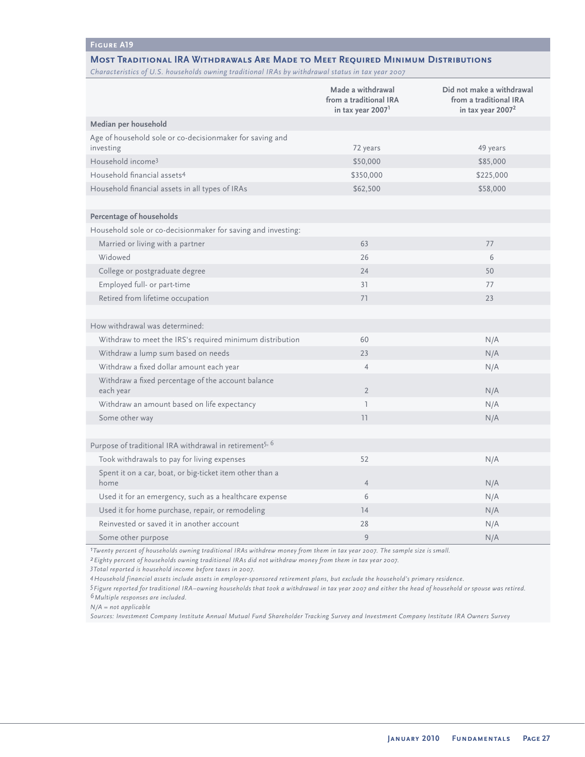**Figure A19**

### Most Traditional IRA Withdrawals Are Made to Meet Required Minimum Distributions

*Characteristics of U.S. households owning traditional IRAs by withdrawal status in tax year 2007*

| | Made a withdrawal from a traditional IRA in tax year 2007[1] | Did not make a withdrawal from a traditional IRA in tax year 2007[2] |
|---|---|---|
| **Median per household** | | |
| Age of household sole or co-decisionmaker for saving and investing | 72 years | 49 years |
| Household income[3] | $50,000 | $85,000 |
| Household financial assets[4] | $350,000 | $225,000 |
| Household financial assets in all types of IRAs | $62,500 | $58,000 |
| | | |
| **Percentage of households** | | |
| Household sole or co-decisionmaker for saving and investing: | | |
| Married or living with a partner | 63 | 77 |
| Widowed | 26 | 6 |
| College or postgraduate degree | 24 | 50 |
| Employed full- or part-time | 31 | 77 |
| Retired from lifetime occupation | 71 | 23 |
| | | |
| How withdrawal was determined: | | |
| Withdraw to meet the IRS's required minimum distribution | 60 | N/A |
| Withdraw a lump sum based on needs | 23 | N/A |
| Withdraw a fixed dollar amount each year | 4 | N/A |
| Withdraw a fixed percentage of the account balance each year | 2 | N/A |
| Withdraw an amount based on life expectancy | 1 | N/A |
| Some other way | 11 | N/A |
| | | |
| Purpose of traditional IRA withdrawal in retirement[5, 6] | | |
| Took withdrawals to pay for living expenses | 52 | N/A |
| Spent it on a car, boat, or big-ticket item other than a home | 4 | N/A |
| Used it for an emergency, such as a healthcare expense | 6 | N/A |
| Used it for home purchase, repair, or remodeling | 14 | N/A |
| Reinvested or saved it in another account | 28 | N/A |
| Some other purpose | 9 | N/A |

*[1] Twenty percent of households owning traditional IRAs withdrew money from them in tax year 2007. The sample size is small.*
*[2] Eighty percent of households owning traditional IRAs did not withdraw money from them in tax year 2007.*
*[3] Total reported is household income before taxes in 2007.*
*[4] Household financial assets include assets in employer-sponsored retirement plans, but exclude the household's primary residence.*
*[5] Figure reported for traditional IRA–owning households that took a withdrawal in tax year 2007 and either the head of household or spouse was retired.*
*[6] Multiple responses are included.*
*N/A = not applicable*
*Sources: Investment Company Institute Annual Mutual Fund Shareholder Tracking Survey and Investment Company Institute IRA Owners Survey*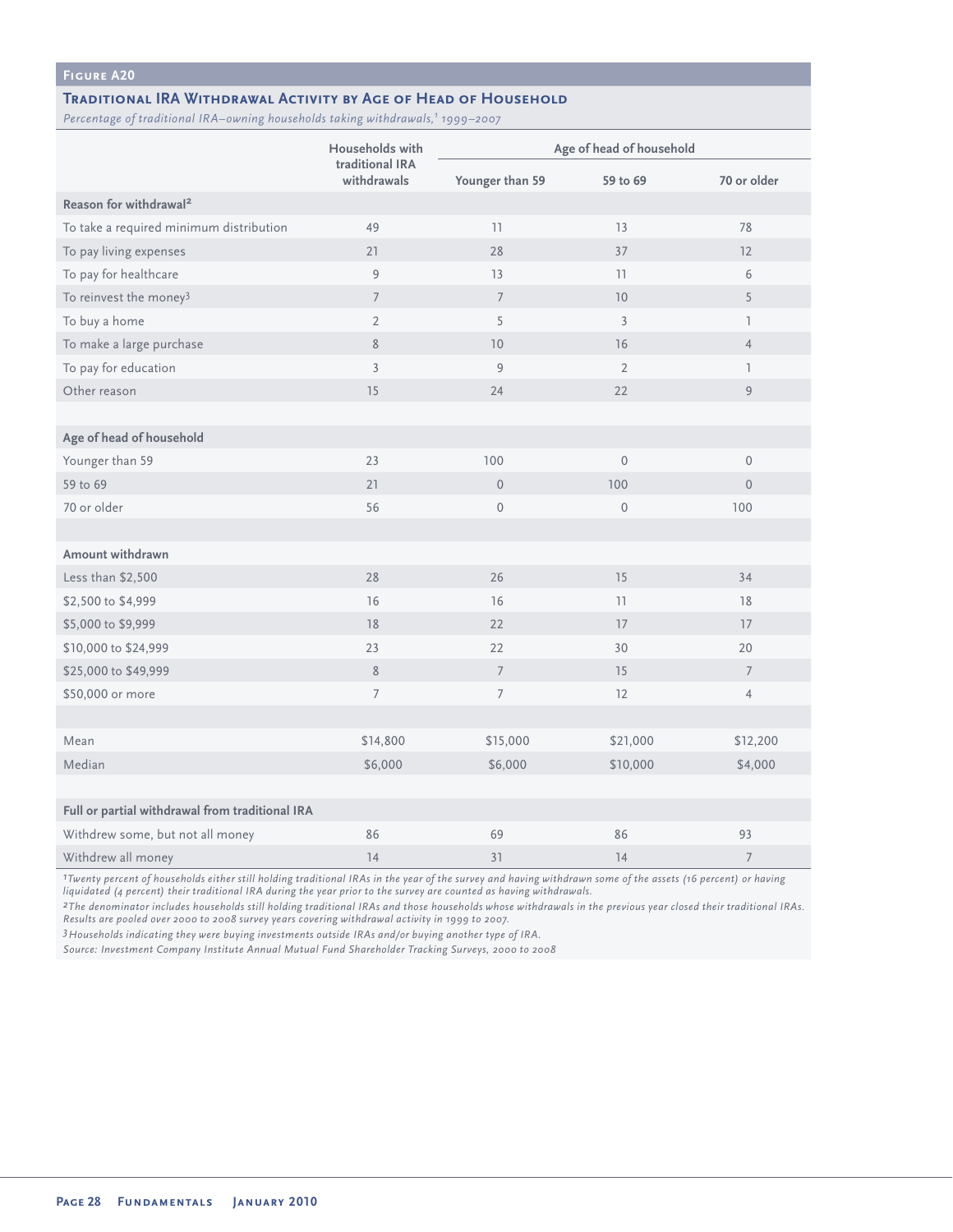**Figure A20**

## Traditional IRA Withdrawal Activity by Age of Head of Household

*Percentage of traditional IRA–owning households taking withdrawals,[1] 1999–2007*

| | Households with traditional IRA withdrawals | Age of head of household | | |
|---|---|---|---|---|
| | | Younger than 59 | 59 to 69 | 70 or older |
| **Reason for withdrawal[2]** | | | | |
| To take a required minimum distribution | 49 | 11 | 13 | 78 |
| To pay living expenses | 21 | 28 | 37 | 12 |
| To pay for healthcare | 9 | 13 | 11 | 6 |
| To reinvest the money[3] | 7 | 7 | 10 | 5 |
| To buy a home | 2 | 5 | 3 | 1 |
| To make a large purchase | 8 | 10 | 16 | 4 |
| To pay for education | 3 | 9 | 2 | 1 |
| Other reason | 15 | 24 | 22 | 9 |
| **Age of head of household** | | | | |
| Younger than 59 | 23 | 100 | 0 | 0 |
| 59 to 69 | 21 | 0 | 100 | 0 |
| 70 or older | 56 | 0 | 0 | 100 |
| **Amount withdrawn** | | | | |
| Less than $2,500 | 28 | 26 | 15 | 34 |
| $2,500 to $4,999 | 16 | 16 | 11 | 18 |
| $5,000 to $9,999 | 18 | 22 | 17 | 17 |
| $10,000 to $24,999 | 23 | 22 | 30 | 20 |
| $25,000 to $49,999 | 8 | 7 | 15 | 7 |
| $50,000 or more | 7 | 7 | 12 | 4 |
| Mean | $14,800 | $15,000 | $21,000 | $12,200 |
| Median | $6,000 | $6,000 | $10,000 | $4,000 |
| **Full or partial withdrawal from traditional IRA** | | | | |
| Withdrew some, but not all money | 86 | 69 | 86 | 93 |
| Withdrew all money | 14 | 31 | 14 | 7 |

*[1]Twenty percent of households either still holding traditional IRAs in the year of the survey and having withdrawn some of the assets (16 percent) or having liquidated (4 percent) their traditional IRA during the year prior to the survey are counted as having withdrawals.*

*[2]The denominator includes households still holding traditional IRAs and those households whose withdrawals in the previous year closed their traditional IRAs. Results are pooled over 2000 to 2008 survey years covering withdrawal activity in 1999 to 2007.*

*[3]Households indicating they were buying investments outside IRAs and/or buying another type of IRA.*

*Source: Investment Company Institute Annual Mutual Fund Shareholder Tracking Surveys, 2000 to 2008*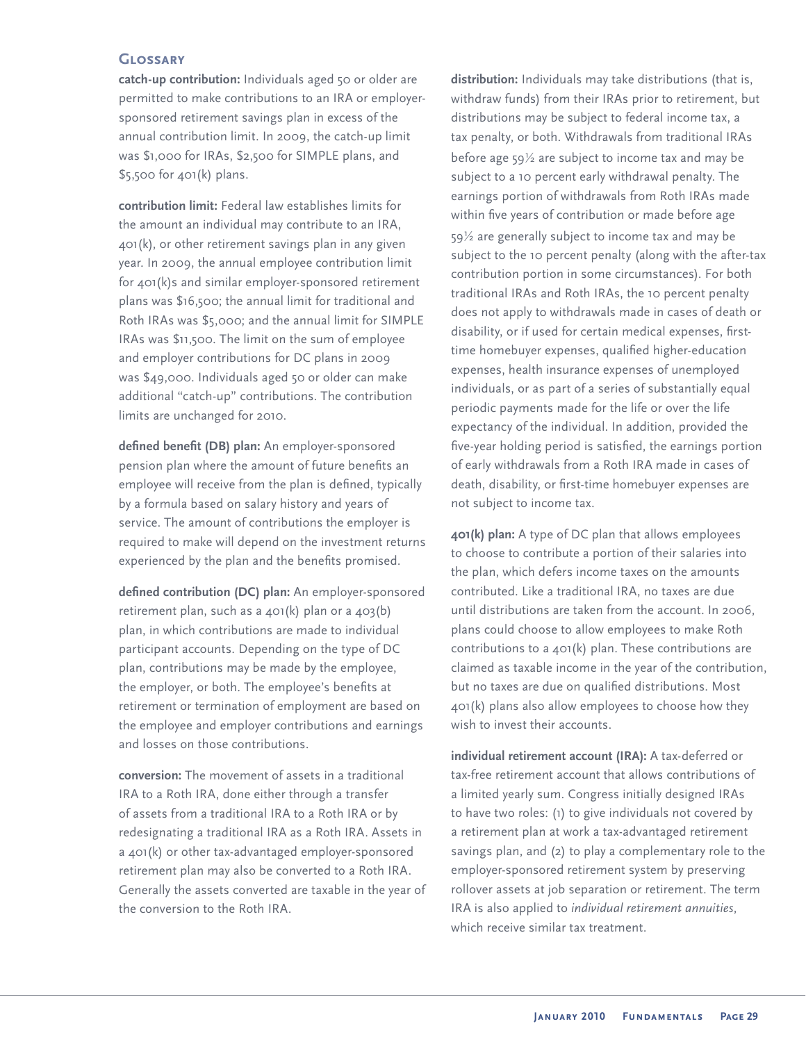## Glossary

**catch-up contribution:** Individuals aged 50 or older are permitted to make contributions to an IRA or employer-sponsored retirement savings plan in excess of the annual contribution limit. In 2009, the catch-up limit was $1,000 for IRAs, $2,500 for SIMPLE plans, and $5,500 for 401(k) plans.

**contribution limit:** Federal law establishes limits for the amount an individual may contribute to an IRA, 401(k), or other retirement savings plan in any given year. In 2009, the annual employee contribution limit for 401(k)s and similar employer-sponsored retirement plans was $16,500; the annual limit for traditional and Roth IRAs was $5,000; and the annual limit for SIMPLE IRAs was $11,500. The limit on the sum of employee and employer contributions for DC plans in 2009 was $49,000. Individuals aged 50 or older can make additional "catch-up" contributions. The contribution limits are unchanged for 2010.

**defined benefit (DB) plan:** An employer-sponsored pension plan where the amount of future benefits an employee will receive from the plan is defined, typically by a formula based on salary history and years of service. The amount of contributions the employer is required to make will depend on the investment returns experienced by the plan and the benefits promised.

**defined contribution (DC) plan:** An employer-sponsored retirement plan, such as a 401(k) plan or a 403(b) plan, in which contributions are made to individual participant accounts. Depending on the type of DC plan, contributions may be made by the employee, the employer, or both. The employee's benefits at retirement or termination of employment are based on the employee and employer contributions and earnings and losses on those contributions.

**conversion:** The movement of assets in a traditional IRA to a Roth IRA, done either through a transfer of assets from a traditional IRA to a Roth IRA or by redesignating a traditional IRA as a Roth IRA. Assets in a 401(k) or other tax-advantaged employer-sponsored retirement plan may also be converted to a Roth IRA. Generally the assets converted are taxable in the year of the conversion to the Roth IRA.

**distribution:** Individuals may take distributions (that is, withdraw funds) from their IRAs prior to retirement, but distributions may be subject to federal income tax, a tax penalty, or both. Withdrawals from traditional IRAs before age 59½ are subject to income tax and may be subject to a 10 percent early withdrawal penalty. The earnings portion of withdrawals from Roth IRAs made within five years of contribution or made before age 59½ are generally subject to income tax and may be subject to the 10 percent penalty (along with the after-tax contribution portion in some circumstances). For both traditional IRAs and Roth IRAs, the 10 percent penalty does not apply to withdrawals made in cases of death or disability, or if used for certain medical expenses, first-time homebuyer expenses, qualified higher-education expenses, health insurance expenses of unemployed individuals, or as part of a series of substantially equal periodic payments made for the life or over the life expectancy of the individual. In addition, provided the five-year holding period is satisfied, the earnings portion of early withdrawals from a Roth IRA made in cases of death, disability, or first-time homebuyer expenses are not subject to income tax.

**401(k) plan:** A type of DC plan that allows employees to choose to contribute a portion of their salaries into the plan, which defers income taxes on the amounts contributed. Like a traditional IRA, no taxes are due until distributions are taken from the account. In 2006, plans could choose to allow employees to make Roth contributions to a 401(k) plan. These contributions are claimed as taxable income in the year of the contribution, but no taxes are due on qualified distributions. Most 401(k) plans also allow employees to choose how they wish to invest their accounts.

**individual retirement account (IRA):** A tax-deferred or tax-free retirement account that allows contributions of a limited yearly sum. Congress initially designed IRAs to have two roles: (1) to give individuals not covered by a retirement plan at work a tax-advantaged retirement savings plan, and (2) to play a complementary role to the employer-sponsored retirement system by preserving rollover assets at job separation or retirement. The term IRA is also applied to *individual retirement annuities*, which receive similar tax treatment.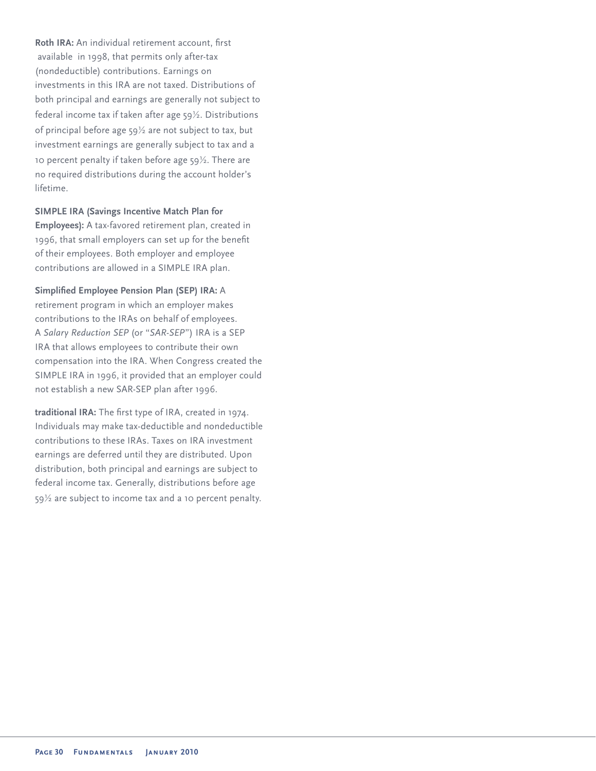**Roth IRA:** An individual retirement account, first available in 1998, that permits only after-tax (nondeductible) contributions. Earnings on investments in this IRA are not taxed. Distributions of both principal and earnings are generally not subject to federal income tax if taken after age 59½. Distributions of principal before age 59½ are not subject to tax, but investment earnings are generally subject to tax and a 10 percent penalty if taken before age 59½. There are no required distributions during the account holder's lifetime.

**SIMPLE IRA (Savings Incentive Match Plan for Employees):** A tax-favored retirement plan, created in 1996, that small employers can set up for the benefit of their employees. Both employer and employee contributions are allowed in a SIMPLE IRA plan.

**Simplified Employee Pension Plan (SEP) IRA:** A retirement program in which an employer makes contributions to the IRAs on behalf of employees. A *Salary Reduction SEP* (or "*SAR-SEP*") IRA is a SEP IRA that allows employees to contribute their own compensation into the IRA. When Congress created the SIMPLE IRA in 1996, it provided that an employer could not establish a new SAR-SEP plan after 1996.

**traditional IRA:** The first type of IRA, created in 1974. Individuals may make tax-deductible and nondeductible contributions to these IRAs. Taxes on IRA investment earnings are deferred until they are distributed. Upon distribution, both principal and earnings are subject to federal income tax. Generally, distributions before age 59½ are subject to income tax and a 10 percent penalty.